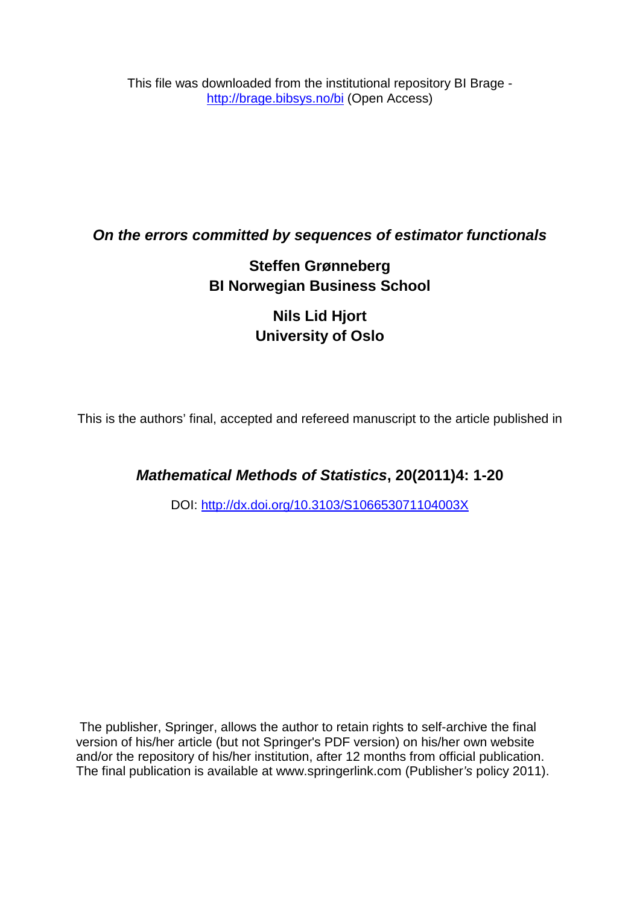This file was downloaded from the institutional repository BI Brage - [http://brage.bibsys.no/bi](http://brage.bibsys.no/bi) (Open Access)

# *On the errors committed by sequences of estimator functionals*

**Steffen Grønneberg**
**BI Norwegian Business School**

**Nils Lid Hjort**
**University of Oslo**

This is the authors' final, accepted and refereed manuscript to the article published in

## *Mathematical Methods of Statistics*, 20(2011)4: 1-20

DOI: [http://dx.doi.org/10.3103/S106653071104003X](http://dx.doi.org/10.3103/S106653071104003X)

The publisher, Springer, allows the author to retain rights to self-archive the final version of his/her article (but not Springer's PDF version) on his/her own website and/or the repository of his/her institution, after 12 months from official publication. The final publication is available at www.springerlink.com (Publisher's policy 2011).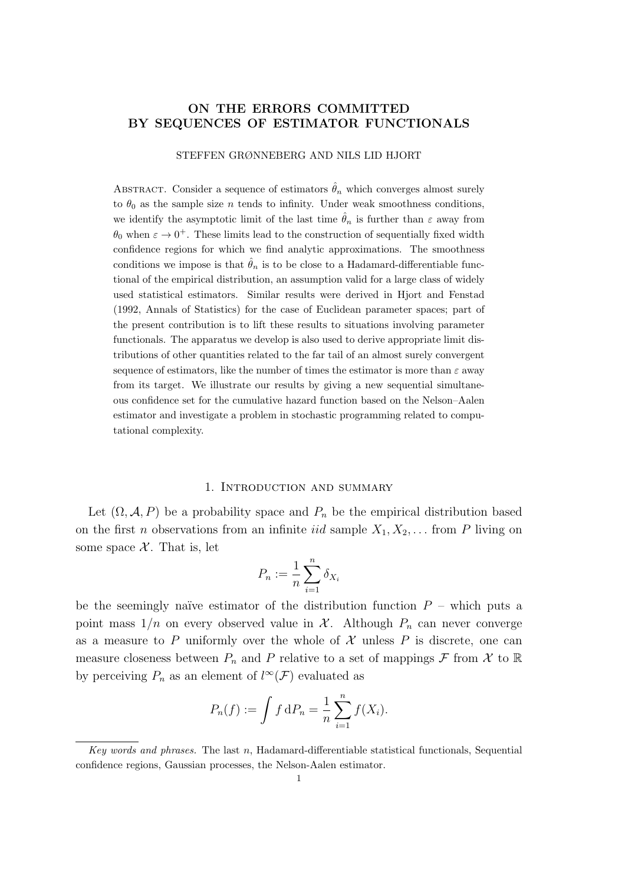# ON THE ERRORS COMMITTED BY SEQUENCES OF ESTIMATOR FUNCTIONALS

STEFFEN GRØNNEBERG AND NILS LID HJORT

Abstract. Consider a sequence of estimators $\hat{\theta}_n$ which converges almost surely to $\theta_0$ as the sample size $n$ tends to infinity. Under weak smoothness conditions, we identify the asymptotic limit of the last time $\hat{\theta}_n$ is further than $\varepsilon$ away from $\theta_0$ when $\varepsilon \to 0^+$. These limits lead to the construction of sequentially fixed width confidence regions for which we find analytic approximations. The smoothness conditions we impose is that $\hat{\theta}_n$ is to be close to a Hadamard-differentiable functional of the empirical distribution, an assumption valid for a large class of widely used statistical estimators. Similar results were derived in Hjort and Fenstad (1992, Annals of Statistics) for the case of Euclidean parameter spaces; part of the present contribution is to lift these results to situations involving parameter functionals. The apparatus we develop is also used to derive appropriate limit distributions of other quantities related to the far tail of an almost surely convergent sequence of estimators, like the number of times the estimator is more than $\varepsilon$ away from its target. We illustrate our results by giving a new sequential simultaneous confidence set for the cumulative hazard function based on the Nelson–Aalen estimator and investigate a problem in stochastic programming related to computational complexity.

## 1. Introduction and summary

Let $(\Omega, \mathcal{A}, P)$ be a probability space and $P_n$ be the empirical distribution based on the first $n$ observations from an infinite *iid* sample $X_1, X_2, \ldots$ from $P$ living on some space $\mathcal{X}$. That is, let

$$P_n := \frac{1}{n} \sum_{i=1}^{n} \delta_{X_i}$$

be the seemingly naïve estimator of the distribution function $P$ – which puts a point mass $1/n$ on every observed value in $\mathcal{X}$. Although $P_n$ can never converge as a measure to $P$ uniformly over the whole of $\mathcal{X}$ unless $P$ is discrete, one can measure closeness between $P_n$ and $P$ relative to a set of mappings $\mathcal{F}$ from $\mathcal{X}$ to $\mathbb{R}$ by perceiving $P_n$ as an element of $l^\infty(\mathcal{F})$ evaluated as

$$P_n(f) := \int f \, \mathrm{d}P_n = \frac{1}{n} \sum_{i=1}^{n} f(X_i).$$

*Key words and phrases.* The last $n$, Hadamard-differentiable statistical functionals, Sequential confidence regions, Gaussian processes, the Nelson-Aalen estimator.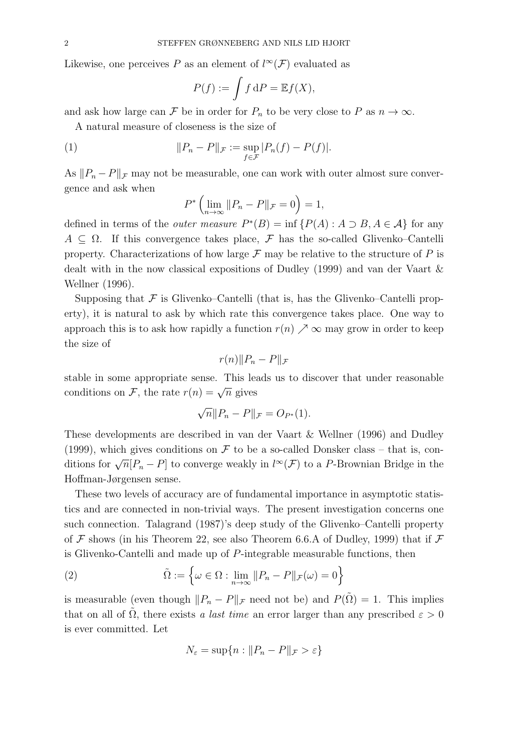Likewise, one perceives $P$ as an element of $l^\infty(\mathcal{F})$ evaluated as

$$P(f) := \int f \, \mathrm{d}P = \mathbb{E} f(X),$$

and ask how large can $\mathcal{F}$ be in order for $P_n$ to be very close to $P$ as $n \to \infty$.

A natural measure of closeness is the size of

$$\|P_n - P\|_{\mathcal{F}} := \sup_{f \in \mathcal{F}} |P_n(f) - P(f)|. \tag{1}$$

As $\|P_n - P\|_{\mathcal{F}}$ may not be measurable, one can work with outer almost sure convergence and ask when

$$P^* \Big( \lim_{n \to \infty} \|P_n - P\|_{\mathcal{F}} = 0 \Big) = 1,$$

defined in terms of the *outer measure* $P^*(B) = \inf \{ P(A) : A \supset B, A \in \mathcal{A} \}$ for any $A \subseteq \Omega$. If this convergence takes place, $\mathcal{F}$ has the so-called Glivenko–Cantelli property. Characterizations of how large $\mathcal{F}$ may be relative to the structure of $P$ is dealt with in the now classical expositions of Dudley (1999) and van der Vaart & Wellner (1996).

Supposing that $\mathcal{F}$ is Glivenko–Cantelli (that is, has the Glivenko–Cantelli property), it is natural to ask by which rate this convergence takes place. One way to approach this is to ask how rapidly a function $r(n) \nearrow \infty$ may grow in order to keep the size of

$$r(n)\|P_n - P\|_{\mathcal{F}}$$

stable in some appropriate sense. This leads us to discover that under reasonable conditions on $\mathcal{F}$, the rate $r(n) = \sqrt{n}$ gives

$$\sqrt{n}\|P_n - P\|_{\mathcal{F}} = O_{P^*}(1).$$

These developments are described in van der Vaart & Wellner (1996) and Dudley (1999), which gives conditions on $\mathcal{F}$ to be a so-called Donsker class – that is, conditions for $\sqrt{n}[P_n - P]$ to converge weakly in $l^\infty(\mathcal{F})$ to a $P$-Brownian Bridge in the Hoffman-Jørgensen sense.

These two levels of accuracy are of fundamental importance in asymptotic statistics and are connected in non-trivial ways. The present investigation concerns one such connection. Talagrand (1987)'s deep study of the Glivenko–Cantelli property of $\mathcal{F}$ shows (in his Theorem 22, see also Theorem 6.6.A of Dudley, 1999) that if $\mathcal{F}$ is Glivenko-Cantelli and made up of $P$-integrable measurable functions, then

$$\tilde{\Omega} := \Big\{ \omega \in \Omega : \lim_{n \to \infty} \|P_n - P\|_{\mathcal{F}}(\omega) = 0 \Big\} \tag{2}$$

is measurable (even though $\|P_n - P\|_{\mathcal{F}}$ need not be) and $P(\tilde{\Omega}) = 1$. This implies that on all of $\tilde{\Omega}$, there exists *a last time* an error larger than any prescribed $\varepsilon > 0$ is ever committed. Let

$$N_\varepsilon = \sup\{ n : \|P_n - P\|_{\mathcal{F}} > \varepsilon \}$$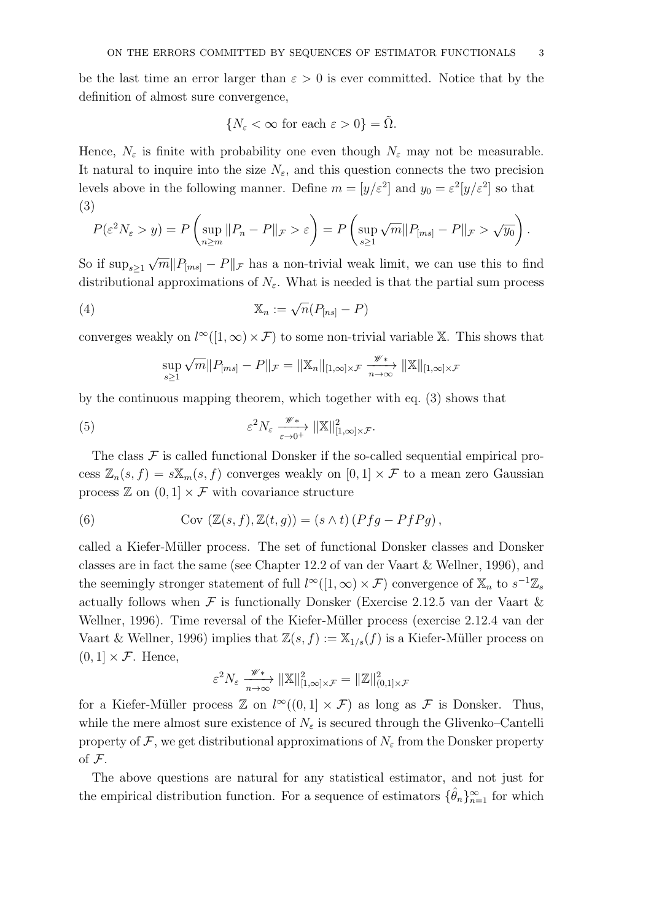be the last time an error larger than $\varepsilon > 0$ is ever committed. Notice that by the definition of almost sure convergence,

$$\{N_\varepsilon < \infty \text{ for each } \varepsilon > 0\} = \tilde{\Omega}.$$

Hence, $N_\varepsilon$ is finite with probability one even though $N_\varepsilon$ may not be measurable. It natural to inquire into the size $N_\varepsilon$, and this question connects the two precision levels above in the following manner. Define $m = [y/\varepsilon^2]$ and $y_0 = \varepsilon^2[y/\varepsilon^2]$ so that

$$P(\varepsilon^2 N_\varepsilon > y) = P\left(\sup_{n\geq m} \|P_n - P\|_{\mathcal{F}} > \varepsilon\right) = P\left(\sup_{s\geq 1} \sqrt{m}\|P_{[ms]} - P\|_{\mathcal{F}} > \sqrt{y_0}\right). \tag{3}$$

So if $\sup_{s\geq 1} \sqrt{m}\|P_{[ms]} - P\|_{\mathcal{F}}$ has a non-trivial weak limit, we can use this to find distributional approximations of $N_\varepsilon$. What is needed is that the partial sum process

$$\mathbb{X}_n := \sqrt{n}(P_{[ns]} - P) \tag{4}$$

converges weakly on $l^\infty([1,\infty) \times \mathcal{F})$ to some non-trivial variable $\mathbb{X}$. This shows that

$$\sup_{s\geq 1} \sqrt{m}\|P_{[ms]} - P\|_{\mathcal{F}} = \|\mathbb{X}_n\|_{[1,\infty]\times\mathcal{F}} \xrightarrow[n\to\infty]{\mathscr{W}*} \|\mathbb{X}\|_{[1,\infty]\times\mathcal{F}}$$

by the continuous mapping theorem, which together with eq. (3) shows that

$$\varepsilon^2 N_\varepsilon \xrightarrow[\varepsilon\to 0^+]{\mathscr{W}*} \|\mathbb{X}\|^2_{[1,\infty]\times\mathcal{F}}. \tag{5}$$

The class $\mathcal{F}$ is called functional Donsker if the so-called sequential empirical process $\mathbb{Z}_n(s,f) = s\mathbb{X}_m(s,f)$ converges weakly on $[0,1] \times \mathcal{F}$ to a mean zero Gaussian process $\mathbb{Z}$ on $(0,1] \times \mathcal{F}$ with covariance structure

$$\text{Cov}\left(\mathbb{Z}(s,f), \mathbb{Z}(t,g)\right) = (s \wedge t)\left(Pfg - PfPg\right), \tag{6}$$

called a Kiefer-Müller process. The set of functional Donsker classes and Donsker classes are in fact the same (see Chapter 12.2 of van der Vaart & Wellner, 1996), and the seemingly stronger statement of full $l^\infty([1,\infty) \times \mathcal{F})$ convergence of $\mathbb{X}_n$ to $s^{-1}\mathbb{Z}_s$ actually follows when $\mathcal{F}$ is functionally Donsker (Exercise 2.12.5 van der Vaart & Wellner, 1996). Time reversal of the Kiefer-Müller process (exercise 2.12.4 van der Vaart & Wellner, 1996) implies that $\mathbb{Z}(s,f) := \mathbb{X}_{1/s}(f)$ is a Kiefer-Müller process on $(0,1] \times \mathcal{F}$. Hence,

$$\varepsilon^2 N_\varepsilon \xrightarrow[n\to\infty]{\mathscr{W}*} \|\mathbb{X}\|^2_{[1,\infty]\times\mathcal{F}} = \|\mathbb{Z}\|^2_{(0,1]\times\mathcal{F}}$$

for a Kiefer-Müller process $\mathbb{Z}$ on $l^\infty((0,1] \times \mathcal{F})$ as long as $\mathcal{F}$ is Donsker. Thus, while the mere almost sure existence of $N_\varepsilon$ is secured through the Glivenko–Cantelli property of $\mathcal{F}$, we get distributional approximations of $N_\varepsilon$ from the Donsker property of $\mathcal{F}$.

The above questions are natural for any statistical estimator, and not just for the empirical distribution function. For a sequence of estimators $\{\hat{\theta}_n\}_{n=1}^\infty$ for which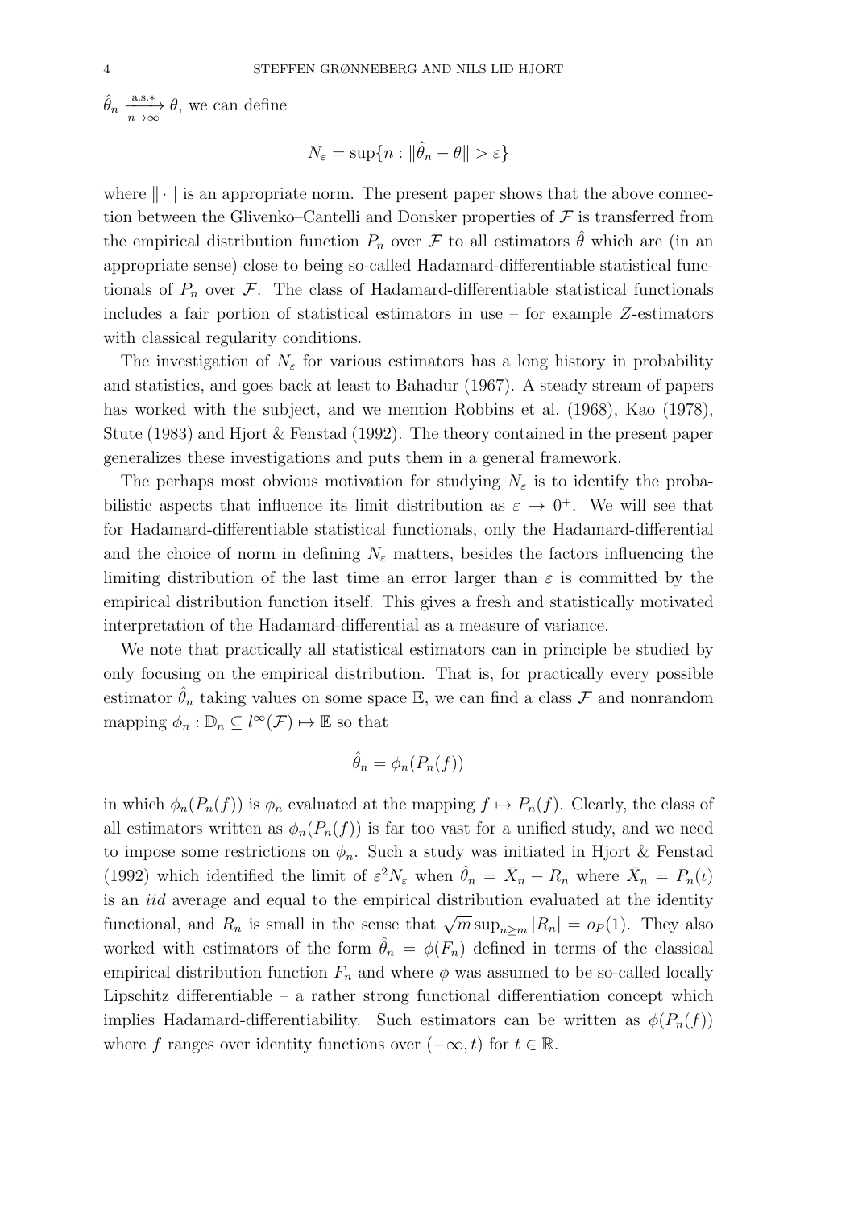$\hat{\theta}_n \xrightarrow[n\to\infty]{\text{a.s.}*} \theta$, we can define

$$N_\varepsilon = \sup\{n : \|\hat{\theta}_n - \theta\| > \varepsilon\}$$

where $\|\cdot\|$ is an appropriate norm. The present paper shows that the above connection between the Glivenko–Cantelli and Donsker properties of $\mathcal{F}$ is transferred from the empirical distribution function $P_n$ over $\mathcal{F}$ to all estimators $\hat{\theta}$ which are (in an appropriate sense) close to being so-called Hadamard-differentiable statistical functionals of $P_n$ over $\mathcal{F}$. The class of Hadamard-differentiable statistical functionals includes a fair portion of statistical estimators in use – for example $Z$-estimators with classical regularity conditions.

The investigation of $N_\varepsilon$ for various estimators has a long history in probability and statistics, and goes back at least to Bahadur (1967). A steady stream of papers has worked with the subject, and we mention Robbins et al. (1968), Kao (1978), Stute (1983) and Hjort & Fenstad (1992). The theory contained in the present paper generalizes these investigations and puts them in a general framework.

The perhaps most obvious motivation for studying $N_\varepsilon$ is to identify the probabilistic aspects that influence its limit distribution as $\varepsilon \to 0^+$. We will see that for Hadamard-differentiable statistical functionals, only the Hadamard-differential and the choice of norm in defining $N_\varepsilon$ matters, besides the factors influencing the limiting distribution of the last time an error larger than $\varepsilon$ is committed by the empirical distribution function itself. This gives a fresh and statistically motivated interpretation of the Hadamard-differential as a measure of variance.

We note that practically all statistical estimators can in principle be studied by only focusing on the empirical distribution. That is, for practically every possible estimator $\hat{\theta}_n$ taking values on some space $\mathbb{E}$, we can find a class $\mathcal{F}$ and nonrandom mapping $\phi_n : \mathbb{D}_n \subseteq l^\infty(\mathcal{F}) \mapsto \mathbb{E}$ so that

$$\hat{\theta}_n = \phi_n(P_n(f))$$

in which $\phi_n(P_n(f))$ is $\phi_n$ evaluated at the mapping $f \mapsto P_n(f)$. Clearly, the class of all estimators written as $\phi_n(P_n(f))$ is far too vast for a unified study, and we need to impose some restrictions on $\phi_n$. Such a study was initiated in Hjort & Fenstad (1992) which identified the limit of $\varepsilon^2 N_\varepsilon$ when $\hat{\theta}_n = \bar{X}_n + R_n$ where $\bar{X}_n = P_n(\iota)$ is an *iid* average and equal to the empirical distribution evaluated at the identity functional, and $R_n$ is small in the sense that $\sqrt{m}\sup_{n\geq m}|R_n| = o_P(1)$. They also worked with estimators of the form $\hat{\theta}_n = \phi(F_n)$ defined in terms of the classical empirical distribution function $F_n$ and where $\phi$ was assumed to be so-called locally Lipschitz differentiable – a rather strong functional differentiation concept which implies Hadamard-differentiability. Such estimators can be written as $\phi(P_n(f))$ where $f$ ranges over identity functions over $(-\infty, t)$ for $t \in \mathbb{R}$.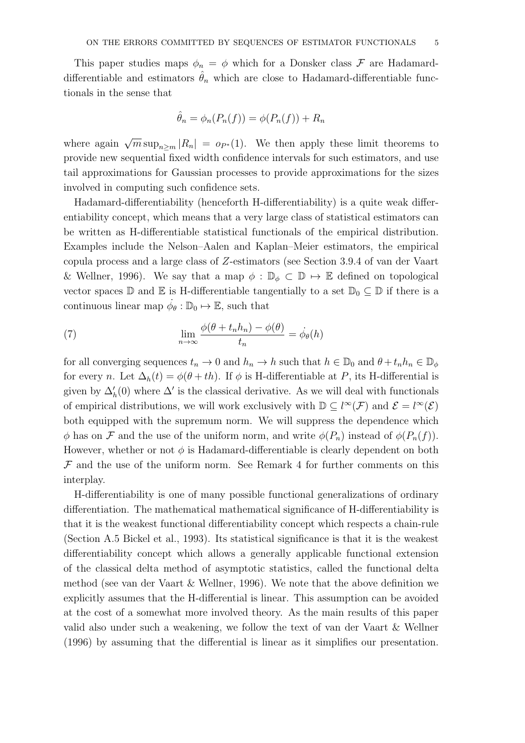This paper studies maps $\phi_n = \phi$ which for a Donsker class $\mathcal{F}$ are Hadamard-differentiable and estimators $\hat{\theta}_n$ which are close to Hadamard-differentiable functionals in the sense that

$$\hat{\theta}_n = \phi_n(P_n(f)) = \phi(P_n(f)) + R_n$$

where again $\sqrt{m}\sup_{n\geq m}|R_n| = o_{P^*}(1)$. We then apply these limit theorems to provide new sequential fixed width confidence intervals for such estimators, and use tail approximations for Gaussian processes to provide approximations for the sizes involved in computing such confidence sets.

Hadamard-differentiability (henceforth H-differentiability) is a quite weak differentiability concept, which means that a very large class of statistical estimators can be written as H-differentiable statistical functionals of the empirical distribution. Examples include the Nelson–Aalen and Kaplan–Meier estimators, the empirical copula process and a large class of $Z$-estimators (see Section 3.9.4 of van der Vaart & Wellner, 1996). We say that a map $\phi : \mathbb{D}_\phi \subset \mathbb{D} \mapsto \mathbb{E}$ defined on topological vector spaces $\mathbb{D}$ and $\mathbb{E}$ is H-differentiable tangentially to a set $\mathbb{D}_0 \subseteq \mathbb{D}$ if there is a continuous linear map $\dot{\phi}_\theta : \mathbb{D}_0 \mapsto \mathbb{E}$, such that

$$\lim_{n\to\infty} \frac{\phi(\theta + t_n h_n) - \phi(\theta)}{t_n} = \dot{\phi}_\theta(h) \tag{7}$$

for all converging sequences $t_n \to 0$ and $h_n \to h$ such that $h \in \mathbb{D}_0$ and $\theta + t_n h_n \in \mathbb{D}_\phi$ for every $n$. Let $\Delta_h(t) = \phi(\theta + th)$. If $\phi$ is H-differentiable at $P$, its H-differential is given by $\Delta_h'(0)$ where $\Delta'$ is the classical derivative. As we will deal with functionals of empirical distributions, we will work exclusively with $\mathbb{D} \subseteq l^\infty(\mathcal{F})$ and $\mathcal{E} = l^\infty(\mathcal{E})$ both equipped with the supremum norm. We will suppress the dependence which $\phi$ has on $\mathcal{F}$ and the use of the uniform norm, and write $\phi(P_n)$ instead of $\phi(P_n(f))$. However, whether or not $\phi$ is Hadamard-differentiable is clearly dependent on both $\mathcal{F}$ and the use of the uniform norm. See Remark 4 for further comments on this interplay.

H-differentiability is one of many possible functional generalizations of ordinary differentiation. The mathematical mathematical significance of H-differentiability is that it is the weakest functional differentiability concept which respects a chain-rule (Section A.5 Bickel et al., 1993). Its statistical significance is that it is the weakest differentiability concept which allows a generally applicable functional extension of the classical delta method of asymptotic statistics, called the functional delta method (see van der Vaart & Wellner, 1996). We note that the above definition we explicitly assumes that the H-differential is linear. This assumption can be avoided at the cost of a somewhat more involved theory. As the main results of this paper valid also under such a weakening, we follow the text of van der Vaart & Wellner (1996) by assuming that the differential is linear as it simplifies our presentation.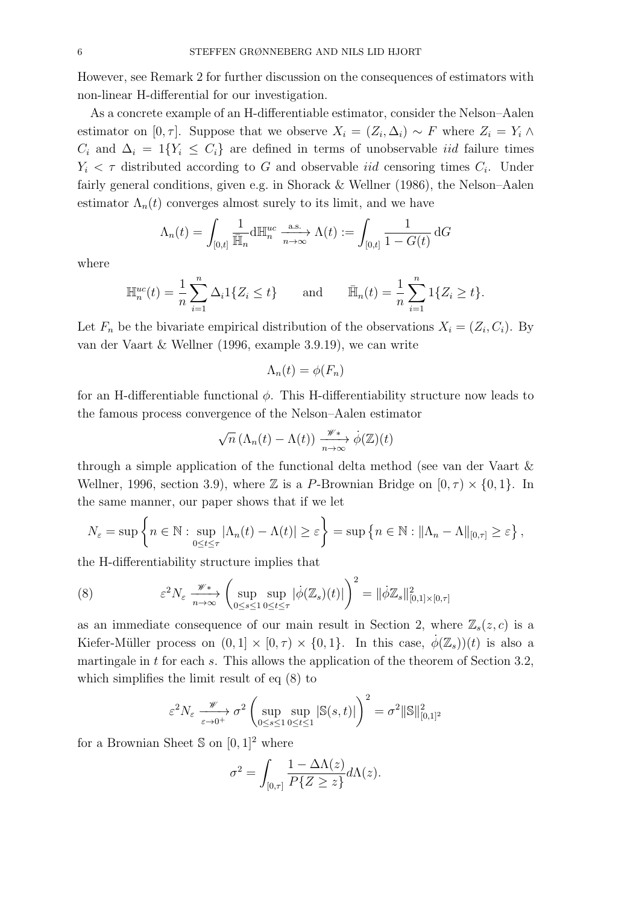However, see Remark 2 for further discussion on the consequences of estimators with non-linear H-differential for our investigation.

As a concrete example of an H-differentiable estimator, consider the Nelson–Aalen estimator on $[0, \tau]$. Suppose that we observe $X_i = (Z_i, \Delta_i) \sim F$ where $Z_i = Y_i \wedge C_i$ and $\Delta_i = 1\{Y_i \leq C_i\}$ are defined in terms of unobservable *iid* failure times $Y_i < \tau$ distributed according to $G$ and observable *iid* censoring times $C_i$. Under fairly general conditions, given e.g. in Shorack & Wellner (1986), the Nelson–Aalen estimator $\Lambda_n(t)$ converges almost surely to its limit, and we have

$$\Lambda_n(t) = \int_{[0,t]} \frac{1}{\bar{\mathbb{H}}_n} \mathrm{d}\mathbb{H}_n^{uc} \xrightarrow[n\to\infty]{\text{a.s.}} \Lambda(t) := \int_{[0,t]} \frac{1}{1 - G(t)} \, \mathrm{d}G$$

where

$$\mathbb{H}_n^{uc}(t) = \frac{1}{n} \sum_{i=1}^{n} \Delta_i 1\{Z_i \leq t\} \qquad \text{and} \qquad \bar{\mathbb{H}}_n(t) = \frac{1}{n} \sum_{i=1}^{n} 1\{Z_i \geq t\}.$$

Let $F_n$ be the bivariate empirical distribution of the observations $X_i = (Z_i, C_i)$. By van der Vaart & Wellner (1996, example 3.9.19), we can write

$$\Lambda_n(t) = \phi(F_n)$$

for an H-differentiable functional $\phi$. This H-differentiability structure now leads to the famous process convergence of the Nelson–Aalen estimator

$$\sqrt{n}\,(\Lambda_n(t) - \Lambda(t)) \xrightarrow[n\to\infty]{\mathscr{W}*} \dot{\phi}(\mathbb{Z})(t)$$

through a simple application of the functional delta method (see van der Vaart & Wellner, 1996, section 3.9), where $\mathbb{Z}$ is a $P$-Brownian Bridge on $[0, \tau) \times \{0, 1\}$. In the same manner, our paper shows that if we let

$$N_\varepsilon = \sup \left\{ n \in \mathbb{N} : \sup_{0 \leq t \leq \tau} |\Lambda_n(t) - \Lambda(t)| \geq \varepsilon \right\} = \sup \left\{ n \in \mathbb{N} : \|\Lambda_n - \Lambda\|_{[0,\tau]} \geq \varepsilon \right\},$$

the H-differentiability structure implies that

$$\varepsilon^2 N_\varepsilon \xrightarrow[n\to\infty]{\mathscr{W}*} \left( \sup_{0\leq s \leq 1} \sup_{0 \leq t \leq \tau} |\dot{\phi}(\mathbb{Z}_s)(t)| \right)^2 = \|\dot{\phi}\mathbb{Z}_s\|^2_{[0,1]\times[0,\tau]} \tag{8}$$

as an immediate consequence of our main result in Section 2, where $\mathbb{Z}_s(z, c)$ is a Kiefer-Müller process on $(0, 1] \times [0, \tau) \times \{0, 1\}$. In this case, $\dot{\phi}(\mathbb{Z}_s))(t)$ is also a martingale in $t$ for each $s$. This allows the application of the theorem of Section 3.2, which simplifies the limit result of eq (8) to

$$\varepsilon^2 N_\varepsilon \xrightarrow[\varepsilon\to 0^+]{\mathscr{W}} \sigma^2 \left( \sup_{0\leq s \leq 1} \sup_{0 \leq t \leq 1} |\mathbb{S}(s, t)| \right)^2 = \sigma^2 \|\mathbb{S}\|^2_{[0,1]^2}$$

for a Brownian Sheet $\mathbb{S}$ on $[0, 1]^2$ where

$$\sigma^2 = \int_{[0,\tau]} \frac{1 - \Delta\Lambda(z)}{P\{Z \geq z\}} d\Lambda(z).$$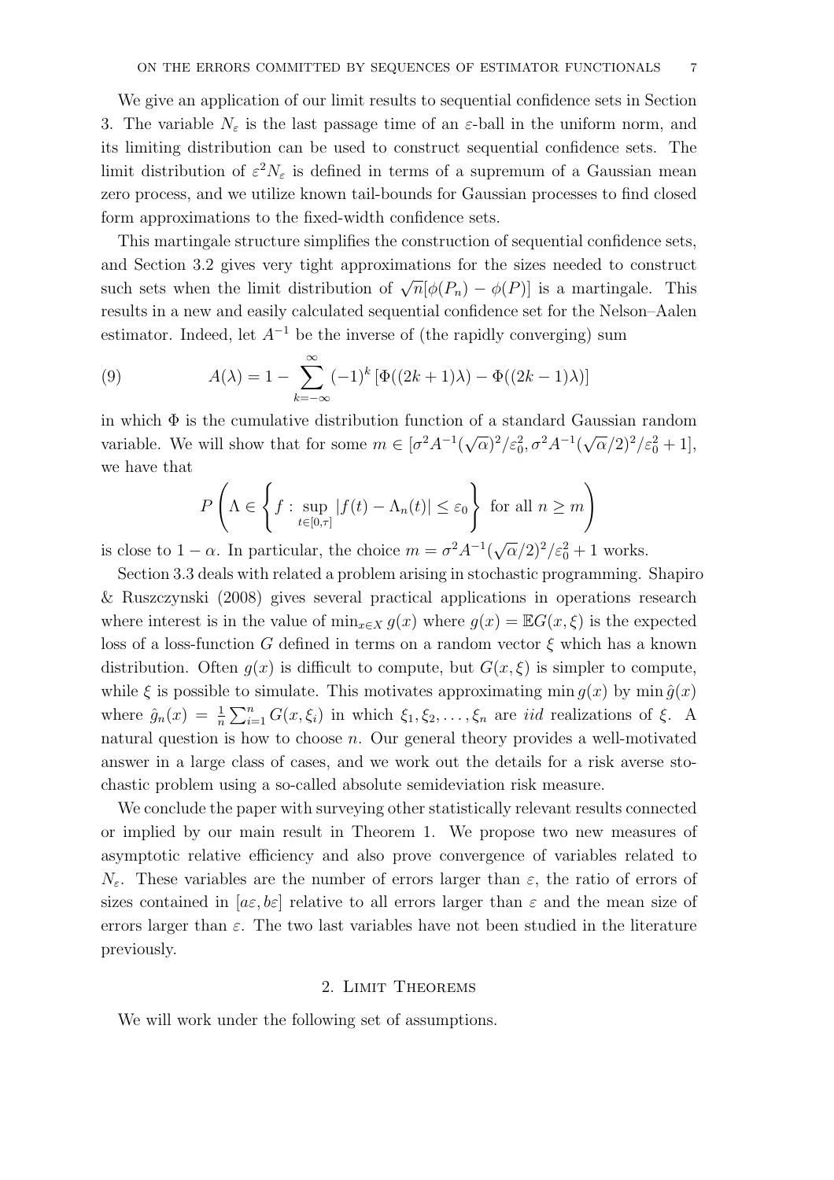We give an application of our limit results to sequential confidence sets in Section 3. The variable $N_\varepsilon$ is the last passage time of an $\varepsilon$-ball in the uniform norm, and its limiting distribution can be used to construct sequential confidence sets. The limit distribution of $\varepsilon^2 N_\varepsilon$ is defined in terms of a supremum of a Gaussian mean zero process, and we utilize known tail-bounds for Gaussian processes to find closed form approximations to the fixed-width confidence sets.

This martingale structure simplifies the construction of sequential confidence sets, and Section 3.2 gives very tight approximations for the sizes needed to construct such sets when the limit distribution of $\sqrt{n}[\phi(P_n) - \phi(P)]$ is a martingale. This results in a new and easily calculated sequential confidence set for the Nelson–Aalen estimator. Indeed, let $A^{-1}$ be the inverse of (the rapidly converging) sum

$$A(\lambda) = 1 - \sum_{k=-\infty}^{\infty} (-1)^k \left[\Phi((2k+1)\lambda) - \Phi((2k-1)\lambda)\right] \tag{9}$$

in which $\Phi$ is the cumulative distribution function of a standard Gaussian random variable. We will show that for some $m \in [\sigma^2 A^{-1}(\sqrt{\alpha})^2/\varepsilon_0^2, \sigma^2 A^{-1}(\sqrt{\alpha}/2)^2/\varepsilon_0^2 + 1]$, we have that

$$P\left(\Lambda \in \left\{f : \sup_{t \in [0,\tau]} |f(t) - \Lambda_n(t)| \leq \varepsilon_0\right\} \text{ for all } n \geq m\right)$$

is close to $1 - \alpha$. In particular, the choice $m = \sigma^2 A^{-1}(\sqrt{\alpha}/2)^2/\varepsilon_0^2 + 1$ works.

Section 3.3 deals with related a problem arising in stochastic programming. Shapiro & Ruszczynski (2008) gives several practical applications in operations research where interest is in the value of $\min_{x \in X} g(x)$ where $g(x) = \mathbb{E}G(x, \xi)$ is the expected loss of a loss-function $G$ defined in terms on a random vector $\xi$ which has a known distribution. Often $g(x)$ is difficult to compute, but $G(x, \xi)$ is simpler to compute, while $\xi$ is possible to simulate. This motivates approximating $\min g(x)$ by $\min \hat{g}(x)$ where $\hat{g}_n(x) = \frac{1}{n}\sum_{i=1}^n G(x, \xi_i)$ in which $\xi_1, \xi_2, \ldots, \xi_n$ are *iid* realizations of $\xi$. A natural question is how to choose $n$. Our general theory provides a well-motivated answer in a large class of cases, and we work out the details for a risk averse stochastic problem using a so-called absolute semideviation risk measure.

We conclude the paper with surveying other statistically relevant results connected or implied by our main result in Theorem 1. We propose two new measures of asymptotic relative efficiency and also prove convergence of variables related to $N_\varepsilon$. These variables are the number of errors larger than $\varepsilon$, the ratio of errors of sizes contained in $[a\varepsilon, b\varepsilon]$ relative to all errors larger than $\varepsilon$ and the mean size of errors larger than $\varepsilon$. The two last variables have not been studied in the literature previously.

## 2. Limit Theorems

We will work under the following set of assumptions.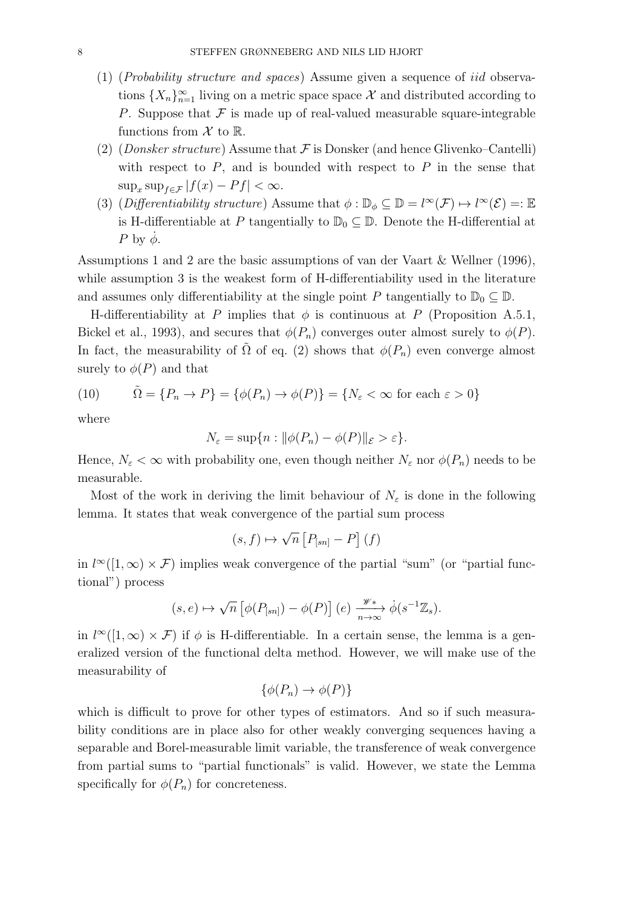(1) (*Probability structure and spaces*) Assume given a sequence of *iid* observations $\{X_n\}_{n=1}^{\infty}$ living on a metric space space $\mathcal{X}$ and distributed according to $P$. Suppose that $\mathcal{F}$ is made up of real-valued measurable square-integrable functions from $\mathcal{X}$ to $\mathbb{R}$.

(2) (*Donsker structure*) Assume that $\mathcal{F}$ is Donsker (and hence Glivenko–Cantelli) with respect to $P$, and is bounded with respect to $P$ in the sense that $\sup_x \sup_{f \in \mathcal{F}} |f(x) - Pf| < \infty$.

(3) (*Differentiability structure*) Assume that $\phi : \mathbb{D}_\phi \subseteq \mathbb{D} = l^\infty(\mathcal{F}) \mapsto l^\infty(\mathcal{E}) =: \mathbb{E}$ is H-differentiable at $P$ tangentially to $\mathbb{D}_0 \subseteq \mathbb{D}$. Denote the H-differential at $P$ by $\dot{\phi}$.

Assumptions 1 and 2 are the basic assumptions of van der Vaart & Wellner (1996), while assumption 3 is the weakest form of H-differentiability used in the literature and assumes only differentiability at the single point $P$ tangentially to $\mathbb{D}_0 \subseteq \mathbb{D}$.

H-differentiability at $P$ implies that $\phi$ is continuous at $P$ (Proposition A.5.1, Bickel et al., 1993), and secures that $\phi(P_n)$ converges outer almost surely to $\phi(P)$. In fact, the measurability of $\tilde{\Omega}$ of eq. (2) shows that $\phi(P_n)$ even converge almost surely to $\phi(P)$ and that

$$\tilde{\Omega} = \{P_n \to P\} = \{\phi(P_n) \to \phi(P)\} = \{N_\varepsilon < \infty \text{ for each } \varepsilon > 0\} \tag{10}$$

where

$$N_\varepsilon = \sup\{n : \|\phi(P_n) - \phi(P)\|_{\mathcal{E}} > \varepsilon\}.$$

Hence, $N_\varepsilon < \infty$ with probability one, even though neither $N_\varepsilon$ nor $\phi(P_n)$ needs to be measurable.

Most of the work in deriving the limit behaviour of $N_\varepsilon$ is done in the following lemma. It states that weak convergence of the partial sum process

$$(s, f) \mapsto \sqrt{n}\left[P_{[sn]} - P\right](f)$$

in $l^\infty([1,\infty) \times \mathcal{F})$ implies weak convergence of the partial "sum" (or "partial functional") process

$$(s, e) \mapsto \sqrt{n}\left[\phi(P_{[sn]}) - \phi(P)\right](e) \xrightarrow[n\to\infty]{\mathscr{W}*} \dot{\phi}(s^{-1}\mathbb{Z}_s).$$

in $l^\infty([1,\infty) \times \mathcal{F})$ if $\phi$ is H-differentiable. In a certain sense, the lemma is a generalized version of the functional delta method. However, we will make use of the measurability of

$$\{\phi(P_n) \to \phi(P)\}$$

which is difficult to prove for other types of estimators. And so if such measurability conditions are in place also for other weakly converging sequences having a separable and Borel-measurable limit variable, the transference of weak convergence from partial sums to "partial functionals" is valid. However, we state the Lemma specifically for $\phi(P_n)$ for concreteness.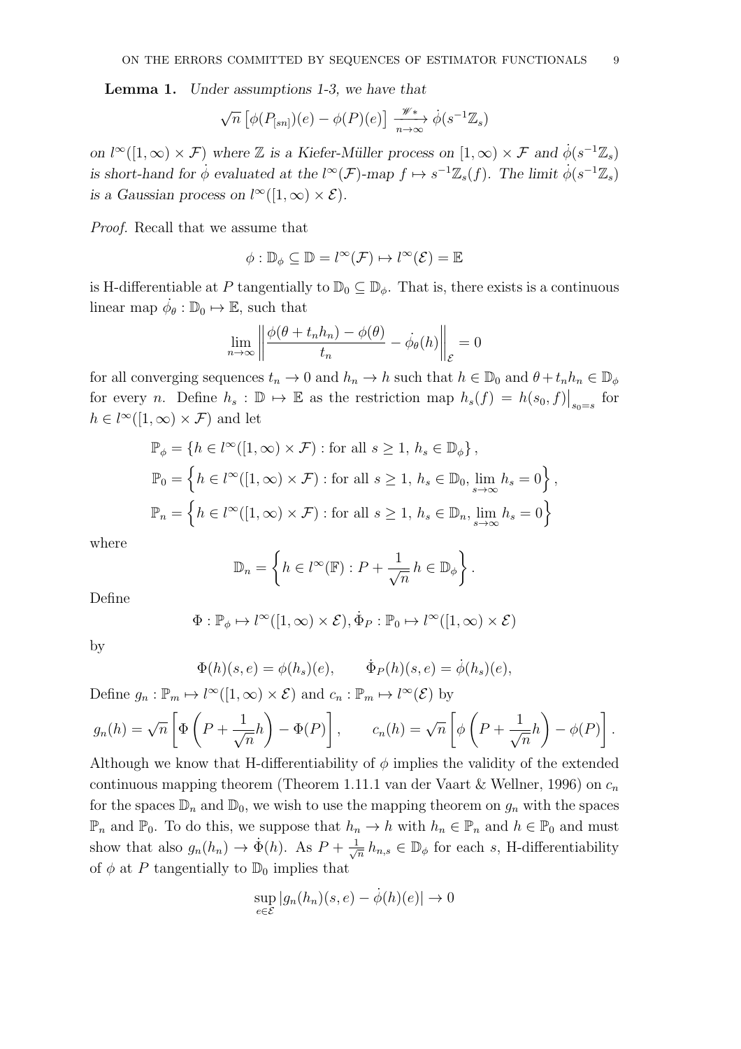**Lemma 1.** *Under assumptions 1-3, we have that*

$$\sqrt{n}\left[\phi(P_{[sn]})(e) - \phi(P)(e)\right] \xrightarrow[n\to\infty]{\mathscr{W}*} \dot{\phi}(s^{-1}\mathbb{Z}_s)$$

*on $l^\infty([1,\infty)\times\mathcal{F})$ where $\mathbb{Z}$ is a Kiefer-Müller process on $[1,\infty)\times\mathcal{F}$ and $\dot{\phi}(s^{-1}\mathbb{Z}_s)$ is short-hand for $\dot{\phi}$ evaluated at the $l^\infty(\mathcal{F})$-map $f \mapsto s^{-1}\mathbb{Z}_s(f)$. The limit $\dot{\phi}(s^{-1}\mathbb{Z}_s)$ is a Gaussian process on $l^\infty([1,\infty)\times\mathcal{E})$.*

*Proof.* Recall that we assume that

$$\phi : \mathbb{D}_\phi \subseteq \mathbb{D} = l^\infty(\mathcal{F}) \mapsto l^\infty(\mathcal{E}) = \mathbb{E}$$

is H-differentiable at $P$ tangentially to $\mathbb{D}_0 \subseteq \mathbb{D}_\phi$. That is, there exists is a continuous linear map $\dot{\phi}_\theta : \mathbb{D}_0 \mapsto \mathbb{E}$, such that

$$\lim_{n\to\infty}\left\|\frac{\phi(\theta + t_n h_n) - \phi(\theta)}{t_n} - \dot{\phi}_\theta(h)\right\|_{\mathcal{E}} = 0$$

for all converging sequences $t_n \to 0$ and $h_n \to h$ such that $h \in \mathbb{D}_0$ and $\theta + t_n h_n \in \mathbb{D}_\phi$ for every $n$. Define $h_s : \mathbb{D} \mapsto \mathbb{E}$ as the restriction map $h_s(f) = h(s_0, f)\big|_{s_0=s}$ for $h \in l^\infty([1,\infty)\times\mathcal{F})$ and let

$$\begin{aligned}
\mathbb{P}_\phi &= \left\{h \in l^\infty([1,\infty)\times\mathcal{F}) : \text{for all } s \geq 1,\ h_s \in \mathbb{D}_\phi\right\},\\
\mathbb{P}_0 &= \left\{h \in l^\infty([1,\infty)\times\mathcal{F}) : \text{for all } s \geq 1,\ h_s \in \mathbb{D}_0, \lim_{s\to\infty} h_s = 0\right\},\\
\mathbb{P}_n &= \left\{h \in l^\infty([1,\infty)\times\mathcal{F}) : \text{for all } s \geq 1,\ h_s \in \mathbb{D}_n, \lim_{s\to\infty} h_s = 0\right\}
\end{aligned}$$

where

$$\mathbb{D}_n = \left\{h \in l^\infty(\mathbb{F}) : P + \frac{1}{\sqrt{n}}\,h \in \mathbb{D}_\phi\right\}.$$

Define

$$\Phi : \mathbb{P}_\phi \mapsto l^\infty([1,\infty)\times\mathcal{E}), \dot{\Phi}_P : \mathbb{P}_0 \mapsto l^\infty([1,\infty)\times\mathcal{E})$$

by

$$\Phi(h)(s,e) = \phi(h_s)(e), \qquad \dot{\Phi}_P(h)(s,e) = \dot{\phi}(h_s)(e),$$

Define $g_n : \mathbb{P}_m \mapsto l^\infty([1,\infty)\times\mathcal{E})$ and $c_n : \mathbb{P}_m \mapsto l^\infty(\mathcal{E})$ by

$$g_n(h) = \sqrt{n}\left[\Phi\left(P + \frac{1}{\sqrt{n}}h\right) - \Phi(P)\right], \qquad c_n(h) = \sqrt{n}\left[\phi\left(P + \frac{1}{\sqrt{n}}h\right) - \phi(P)\right].$$

Although we know that H-differentiability of $\phi$ implies the validity of the extended continuous mapping theorem (Theorem 1.11.1 van der Vaart & Wellner, 1996) on $c_n$ for the spaces $\mathbb{D}_n$ and $\mathbb{D}_0$, we wish to use the mapping theorem on $g_n$ with the spaces $\mathbb{P}_n$ and $\mathbb{P}_0$. To do this, we suppose that $h_n \to h$ with $h_n \in \mathbb{P}_n$ and $h \in \mathbb{P}_0$ and must show that also $g_n(h_n) \to \dot{\Phi}(h)$. As $P + \frac{1}{\sqrt{n}}\,h_{n,s} \in \mathbb{D}_\phi$ for each $s$, H-differentiability of $\phi$ at $P$ tangentially to $\mathbb{D}_0$ implies that

$$\sup_{e\in\mathcal{E}}|g_n(h_n)(s,e) - \dot{\phi}(h)(e)| \to 0$$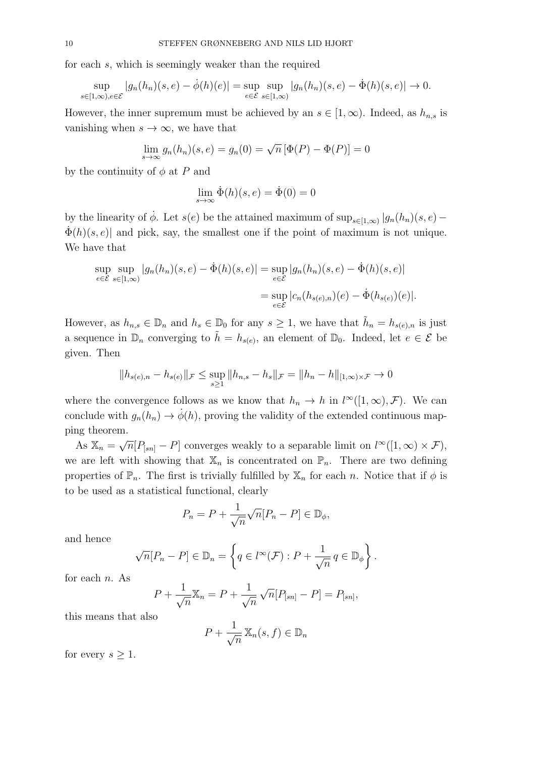for each $s$, which is seemingly weaker than the required

$$\sup_{s\in[1,\infty),e\in\mathcal{E}} |g_n(h_n)(s,e) - \dot\phi(h)(e)| = \sup_{e\in\mathcal{E}} \sup_{s\in[1,\infty)} |g_n(h_n)(s,e) - \dot\Phi(h)(s,e)| \to 0.$$

However, the inner supremum must be achieved by an $s \in [1,\infty)$. Indeed, as $h_{n,s}$ is vanishing when $s \to \infty$, we have that

$$\lim_{s\to\infty} g_n(h_n)(s,e) = g_n(0) = \sqrt{n}\,[\Phi(P) - \Phi(P)] = 0$$

by the continuity of $\phi$ at $P$ and

$$\lim_{s\to\infty} \dot\Phi(h)(s,e) = \dot\Phi(0) = 0$$

by the linearity of $\dot\phi$. Let $s(e)$ be the attained maximum of $\sup_{s\in[1,\infty)} |g_n(h_n)(s,e) - \dot\Phi(h)(s,e)|$ and pick, say, the smallest one if the point of maximum is not unique. We have that

$$\begin{aligned}\sup_{e\in\mathcal{E}} \sup_{s\in[1,\infty)} |g_n(h_n)(s,e) - \dot\Phi(h)(s,e)| &= \sup_{e\in\mathcal{E}} |g_n(h_n)(s,e) - \dot\Phi(h)(s,e)| \\ &= \sup_{e\in\mathcal{E}} |c_n(h_{s(e),n})(e) - \dot\Phi(h_{s(e)})(e)|.\end{aligned}$$

However, as $h_{n,s} \in \mathbb{D}_n$ and $h_s \in \mathbb{D}_0$ for any $s \geq 1$, we have that $\tilde h_n = h_{s(e),n}$ is just a sequence in $\mathbb{D}_n$ converging to $\tilde h = h_{s(e)}$, an element of $\mathbb{D}_0$. Indeed, let $e \in \mathcal{E}$ be given. Then

$$\|h_{s(e),n} - h_{s(e)}\|_{\mathcal{F}} \leq \sup_{s\geq 1} \|h_{n,s} - h_s\|_{\mathcal{F}} = \|h_n - h\|_{[1,\infty)\times\mathcal{F}} \to 0$$

where the convergence follows as we know that $h_n \to h$ in $l^\infty([1,\infty),\mathcal{F})$. We can conclude with $g_n(h_n) \to \dot\phi(h)$, proving the validity of the extended continuous mapping theorem.

As $\mathbb{X}_n = \sqrt{n}[P_{[sn]} - P]$ converges weakly to a separable limit on $l^\infty([1,\infty)\times\mathcal{F})$, we are left with showing that $\mathbb{X}_n$ is concentrated on $\mathbb{P}_n$. There are two defining properties of $\mathbb{P}_n$. The first is trivially fulfilled by $\mathbb{X}_n$ for each $n$. Notice that if $\phi$ is to be used as a statistical functional, clearly

$$P_n = P + \frac{1}{\sqrt{n}}\sqrt{n}[P_n - P] \in \mathbb{D}_\phi,$$

and hence

$$\sqrt{n}[P_n - P] \in \mathbb{D}_n = \left\{ q \in l^\infty(\mathcal{F}) : P + \frac{1}{\sqrt{n}}\, q \in \mathbb{D}_\phi \right\}.$$

for each $n$. As

$$P + \frac{1}{\sqrt{n}}\mathbb{X}_n = P + \frac{1}{\sqrt{n}}\,\sqrt{n}[P_{[sn]} - P] = P_{[sn]},$$

this means that also

$$P + \frac{1}{\sqrt{n}}\,\mathbb{X}_n(s,f) \in \mathbb{D}_n$$

for every $s \geq 1$.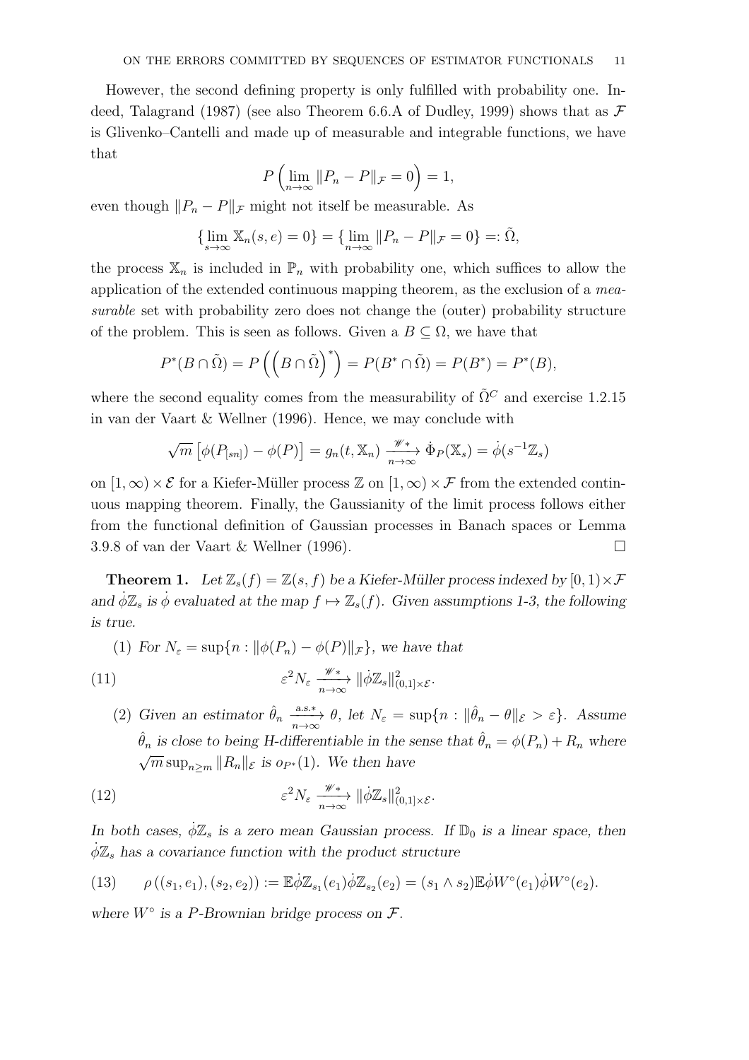However, the second defining property is only fulfilled with probability one. Indeed, Talagrand (1987) (see also Theorem 6.6.A of Dudley, 1999) shows that as $\mathcal{F}$ is Glivenko–Cantelli and made up of measurable and integrable functions, we have that

$$P\left(\lim_{n\to\infty} \|P_n - P\|_{\mathcal{F}} = 0\right) = 1,$$

even though $\|P_n - P\|_{\mathcal{F}}$ might not itself be measurable. As

$$\{\lim_{s\to\infty} \mathbb{X}_n(s,e) = 0\} = \{\lim_{n\to\infty} \|P_n - P\|_{\mathcal{F}} = 0\} =: \tilde{\Omega},$$

the process $\mathbb{X}_n$ is included in $\mathbb{P}_n$ with probability one, which suffices to allow the application of the extended continuous mapping theorem, as the exclusion of a *measurable* set with probability zero does not change the (outer) probability structure of the problem. This is seen as follows. Given a $B \subseteq \Omega$, we have that

$$P^*(B \cap \tilde{\Omega}) = P\left(\left(B \cap \tilde{\Omega}\right)^*\right) = P(B^* \cap \tilde{\Omega}) = P(B^*) = P^*(B),$$

where the second equality comes from the measurability of $\tilde{\Omega}^C$ and exercise 1.2.15 in van der Vaart & Wellner (1996). Hence, we may conclude with

$$\sqrt{m}\left[\phi(P_{[sn]}) - \phi(P)\right] = g_n(t, \mathbb{X}_n) \xrightarrow[n\to\infty]{\mathscr{W}*} \dot{\Phi}_P(\mathbb{X}_s) = \dot{\phi}(s^{-1}\mathbb{Z}_s)$$

on $[1,\infty) \times \mathcal{E}$ for a Kiefer-Müller process $\mathbb{Z}$ on $[1,\infty) \times \mathcal{F}$ from the extended continuous mapping theorem. Finally, the Gaussianity of the limit process follows either from the functional definition of Gaussian processes in Banach spaces or Lemma 3.9.8 of van der Vaart & Wellner (1996). ☐

**Theorem 1.** *Let $\mathbb{Z}_s(f) = \mathbb{Z}(s,f)$ be a Kiefer-Müller process indexed by $[0,1) \times \mathcal{F}$ and $\dot{\phi}\mathbb{Z}_s$ is $\dot{\phi}$ evaluated at the map $f \mapsto \mathbb{Z}_s(f)$. Given assumptions 1-3, the following is true.*

(1) *For $N_\varepsilon = \sup\{n : \|\phi(P_n) - \phi(P)\|_{\mathcal{F}}\}$, we have that*

$$\varepsilon^2 N_\varepsilon \xrightarrow[n\to\infty]{\mathscr{W}*} \|\dot{\phi}\mathbb{Z}_s\|^2_{(0,1]\times\mathcal{E}}. \tag{11}$$

(2) *Given an estimator $\hat{\theta}_n \xrightarrow[n\to\infty]{a.s.*} \theta$, let $N_\varepsilon = \sup\{n : \|\hat{\theta}_n - \theta\|_{\mathcal{E}} > \varepsilon\}$. Assume $\hat{\theta}_n$ is close to being H-differentiable in the sense that $\hat{\theta}_n = \phi(P_n) + R_n$ where $\sqrt{m}\sup_{n\geq m}\|R_n\|_{\mathcal{E}}$ is $o_{P^*}(1)$. We then have*

$$\varepsilon^2 N_\varepsilon \xrightarrow[n\to\infty]{\mathscr{W}*} \|\dot{\phi}\mathbb{Z}_s\|^2_{(0,1]\times\mathcal{E}}. \tag{12}$$

*In both cases, $\dot{\phi}\mathbb{Z}_s$ is a zero mean Gaussian process. If $\mathbb{D}_0$ is a linear space, then $\dot{\phi}\mathbb{Z}_s$ has a covariance function with the product structure*

$$\rho\left((s_1,e_1),(s_2,e_2)\right) := \mathbb{E}\dot{\phi}\mathbb{Z}_{s_1}(e_1)\dot{\phi}\mathbb{Z}_{s_2}(e_2) = (s_1 \wedge s_2)\mathbb{E}\dot{\phi}W^\circ(e_1)\dot{\phi}W^\circ(e_2). \tag{13}$$

*where $W^\circ$ is a $P$-Brownian bridge process on $\mathcal{F}$.*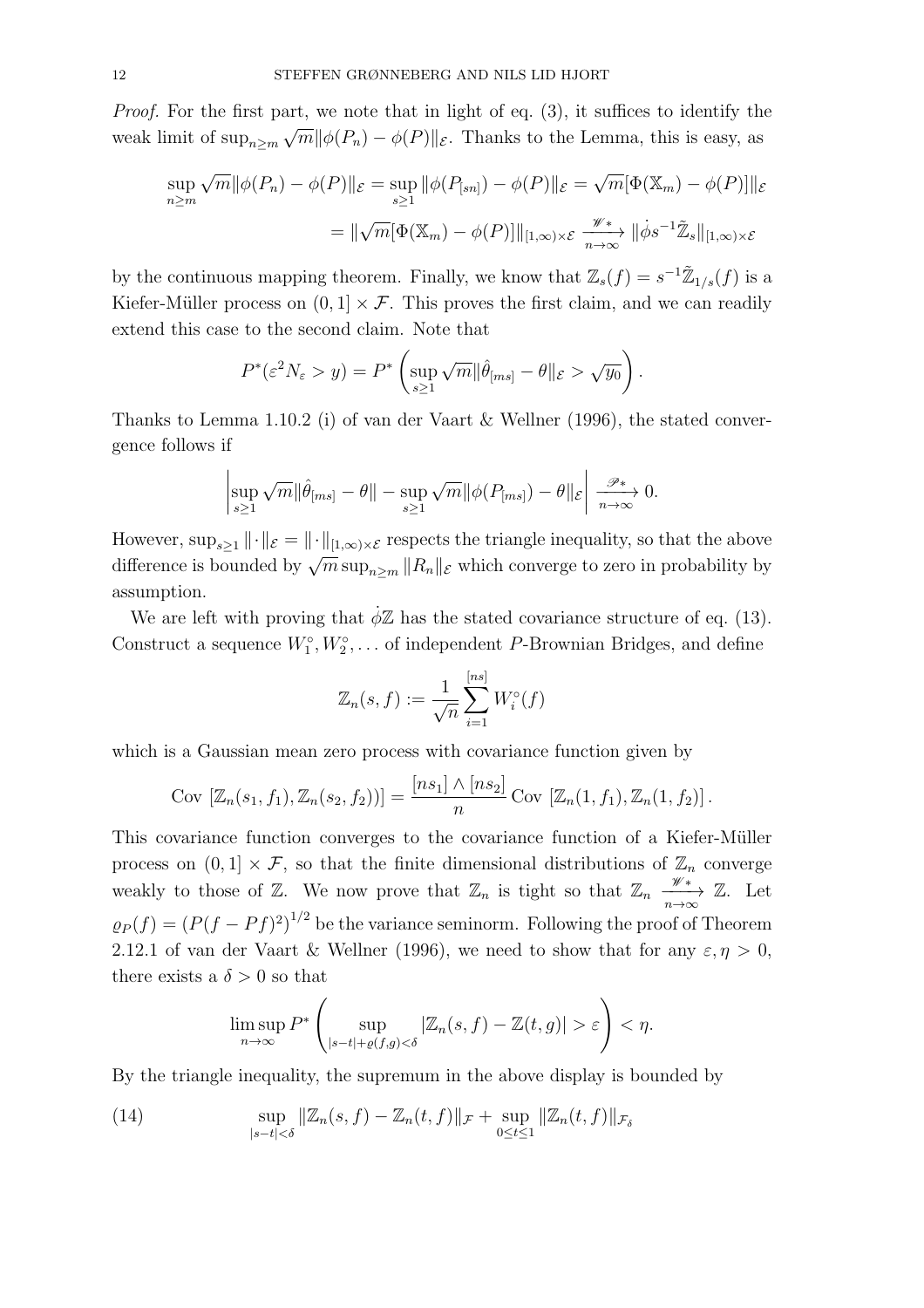*Proof.* For the first part, we note that in light of eq. (3), it suffices to identify the weak limit of $\sup_{n\geq m} \sqrt{m}\|\phi(P_n) - \phi(P)\|_{\mathcal{E}}$. Thanks to the Lemma, this is easy, as

$$
\begin{aligned}
\sup_{n\geq m} \sqrt{m}\|\phi(P_n) - \phi(P)\|_{\mathcal{E}} &= \sup_{s\geq 1} \|\phi(P_{[sn]}) - \phi(P)\|_{\mathcal{E}} = \sqrt{m}[\Phi(\mathbb{X}_m) - \phi(P)]\|_{\mathcal{E}} \\
&= \|\sqrt{m}[\Phi(\mathbb{X}_m) - \phi(P)]\|_{[1,\infty)\times\mathcal{E}} \xrightarrow[n\to\infty]{\mathscr{W}*} \|\dot{\phi} s^{-1}\tilde{\mathbb{Z}}_s\|_{[1,\infty)\times\mathcal{E}}
\end{aligned}
$$

by the continuous mapping theorem. Finally, we know that $\mathbb{Z}_s(f) = s^{-1}\tilde{\mathbb{Z}}_{1/s}(f)$ is a Kiefer-Müller process on $(0,1]\times\mathcal{F}$. This proves the first claim, and we can readily extend this case to the second claim. Note that

$$
P^*(\varepsilon^2 N_\varepsilon > y) = P^*\left(\sup_{s\geq 1}\sqrt{m}\|\hat{\theta}_{[ms]} - \theta\|_{\mathcal{E}} > \sqrt{y_0}\right).
$$

Thanks to Lemma 1.10.2 (i) of van der Vaart & Wellner (1996), the stated convergence follows if

$$
\left|\sup_{s\geq 1}\sqrt{m}\|\hat{\theta}_{[ms]} - \theta\| - \sup_{s\geq 1}\sqrt{m}\|\phi(P_{[ms]}) - \theta\|_{\mathcal{E}}\right| \xrightarrow[n\to\infty]{\mathscr{P}*} 0.
$$

However, $\sup_{s\geq 1}\|\cdot\|_{\mathcal{E}} = \|\cdot\|_{[1,\infty)\times\mathcal{E}}$ respects the triangle inequality, so that the above difference is bounded by $\sqrt{m}\sup_{n\geq m}\|R_n\|_{\mathcal{E}}$ which converge to zero in probability by assumption.

We are left with proving that $\dot{\phi}\mathbb{Z}$ has the stated covariance structure of eq. (13). Construct a sequence $W_1^\circ, W_2^\circ, \dots$ of independent $P$-Brownian Bridges, and define

$$
\mathbb{Z}_n(s,f) := \frac{1}{\sqrt{n}}\sum_{i=1}^{[ns]} W_i^\circ(f)
$$

which is a Gaussian mean zero process with covariance function given by

$$
\text{Cov}\,[\mathbb{Z}_n(s_1,f_1), \mathbb{Z}_n(s_2,f_2))] = \frac{[ns_1]\wedge[ns_2]}{n}\,\text{Cov}\,[\mathbb{Z}_n(1,f_1), \mathbb{Z}_n(1,f_2)].
$$

This covariance function converges to the covariance function of a Kiefer-Müller process on $(0,1]\times\mathcal{F}$, so that the finite dimensional distributions of $\mathbb{Z}_n$ converge weakly to those of $\mathbb{Z}$. We now prove that $\mathbb{Z}_n$ is tight so that $\mathbb{Z}_n \xrightarrow[n\to\infty]{\mathscr{W}*} \mathbb{Z}$. Let $\varrho_P(f) = (P(f-Pf)^2)^{1/2}$ be the variance seminorm. Following the proof of Theorem 2.12.1 of van der Vaart & Wellner (1996), we need to show that for any $\varepsilon,\eta > 0$, there exists a $\delta > 0$ so that

$$
\limsup_{n\to\infty} P^*\left(\sup_{|s-t|+\varrho(f,g)<\delta} |\mathbb{Z}_n(s,f) - \mathbb{Z}(t,g)| > \varepsilon\right) < \eta.
$$

By the triangle inequality, the supremum in the above display is bounded by

$$
\sup_{|s-t|<\delta}\|\mathbb{Z}_n(s,f) - \mathbb{Z}_n(t,f)\|_{\mathcal{F}} + \sup_{0\leq t\leq 1}\|\mathbb{Z}_n(t,f)\|_{\mathcal{F}_\delta} \tag{14}
$$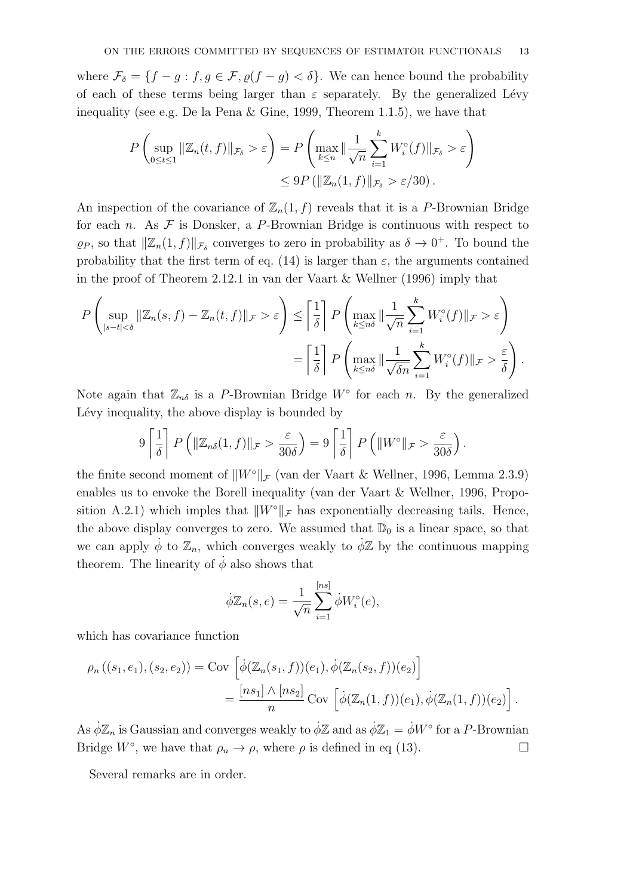where $\mathcal{F}_\delta = \{f - g : f, g \in \mathcal{F}, \varrho(f - g) < \delta\}$. We can hence bound the probability of each of these terms being larger than $\varepsilon$ separately. By the generalized Lévy inequality (see e.g. De la Pena & Gine, 1999, Theorem 1.1.5), we have that

$$P\left(\sup_{0\leq t\leq 1} \|\mathbb{Z}_n(t,f)\|_{\mathcal{F}_\delta} > \varepsilon\right) = P\left(\max_{k\leq n} \|\frac{1}{\sqrt{n}}\sum_{i=1}^{k} W_i^\circ(f)\|_{\mathcal{F}_\delta} > \varepsilon\right)$$
$$\leq 9P\left(\|\mathbb{Z}_n(1,f)\|_{\mathcal{F}_\delta} > \varepsilon/30\right).$$

An inspection of the covariance of $\mathbb{Z}_n(1, f)$ reveals that it is a $P$-Brownian Bridge for each $n$. As $\mathcal{F}$ is Donsker, a $P$-Brownian Bridge is continuous with respect to $\varrho_P$, so that $\|\mathbb{Z}_n(1, f)\|_{\mathcal{F}_\delta}$ converges to zero in probability as $\delta \to 0^+$. To bound the probability that the first term of eq. (14) is larger than $\varepsilon$, the arguments contained in the proof of Theorem 2.12.1 in van der Vaart & Wellner (1996) imply that

$$P\left(\sup_{|s-t|<\delta} \|\mathbb{Z}_n(s,f) - \mathbb{Z}_n(t,f)\|_{\mathcal{F}} > \varepsilon\right) \leq \left\lceil\frac{1}{\delta}\right\rceil P\left(\max_{k\leq n\delta} \|\frac{1}{\sqrt{n}}\sum_{i=1}^{k} W_i^\circ(f)\|_{\mathcal{F}} > \varepsilon\right)$$
$$= \left\lceil\frac{1}{\delta}\right\rceil P\left(\max_{k\leq n\delta} \|\frac{1}{\sqrt{\delta n}}\sum_{i=1}^{k} W_i^\circ(f)\|_{\mathcal{F}} > \frac{\varepsilon}{\delta}\right).$$

Note again that $\mathbb{Z}_{n\delta}$ is a $P$-Brownian Bridge $W^\circ$ for each $n$. By the generalized Lévy inequality, the above display is bounded by

$$9\left\lceil\frac{1}{\delta}\right\rceil P\left(\|\mathbb{Z}_{n\delta}(1,f)\|_{\mathcal{F}} > \frac{\varepsilon}{30\delta}\right) = 9\left\lceil\frac{1}{\delta}\right\rceil P\left(\|W^\circ\|_{\mathcal{F}} > \frac{\varepsilon}{30\delta}\right).$$

the finite second moment of $\|W^\circ\|_{\mathcal{F}}$ (van der Vaart & Wellner, 1996, Lemma 2.3.9) enables us to envoke the Borell inequality (van der Vaart & Wellner, 1996, Proposition A.2.1) which imples that $\|W^\circ\|_{\mathcal{F}}$ has exponentially decreasing tails. Hence, the above display converges to zero. We assumed that $\mathbb{D}_0$ is a linear space, so that we can apply $\dot{\phi}$ to $\mathbb{Z}_n$, which converges weakly to $\dot{\phi}\mathbb{Z}$ by the continuous mapping theorem. The linearity of $\dot{\phi}$ also shows that

$$\dot{\phi}\mathbb{Z}_n(s,e) = \frac{1}{\sqrt{n}}\sum_{i=1}^{[ns]} \dot{\phi}W_i^\circ(e),$$

which has covariance function

$$\rho_n\left((s_1,e_1),(s_2,e_2)\right) = \text{Cov}\left[\dot{\phi}(\mathbb{Z}_n(s_1,f))(e_1), \dot{\phi}(\mathbb{Z}_n(s_2,f))(e_2)\right]$$
$$= \frac{[ns_1]\wedge[ns_2]}{n}\text{Cov}\left[\dot{\phi}(\mathbb{Z}_n(1,f))(e_1), \dot{\phi}(\mathbb{Z}_n(1,f))(e_2)\right].$$

As $\dot{\phi}\mathbb{Z}_n$ is Gaussian and converges weakly to $\dot{\phi}\mathbb{Z}$ and as $\dot{\phi}\mathbb{Z}_1 = \dot{\phi}W^\circ$ for a $P$-Brownian Bridge $W^\circ$, we have that $\rho_n \to \rho$, where $\rho$ is defined in eq (13). □

Several remarks are in order.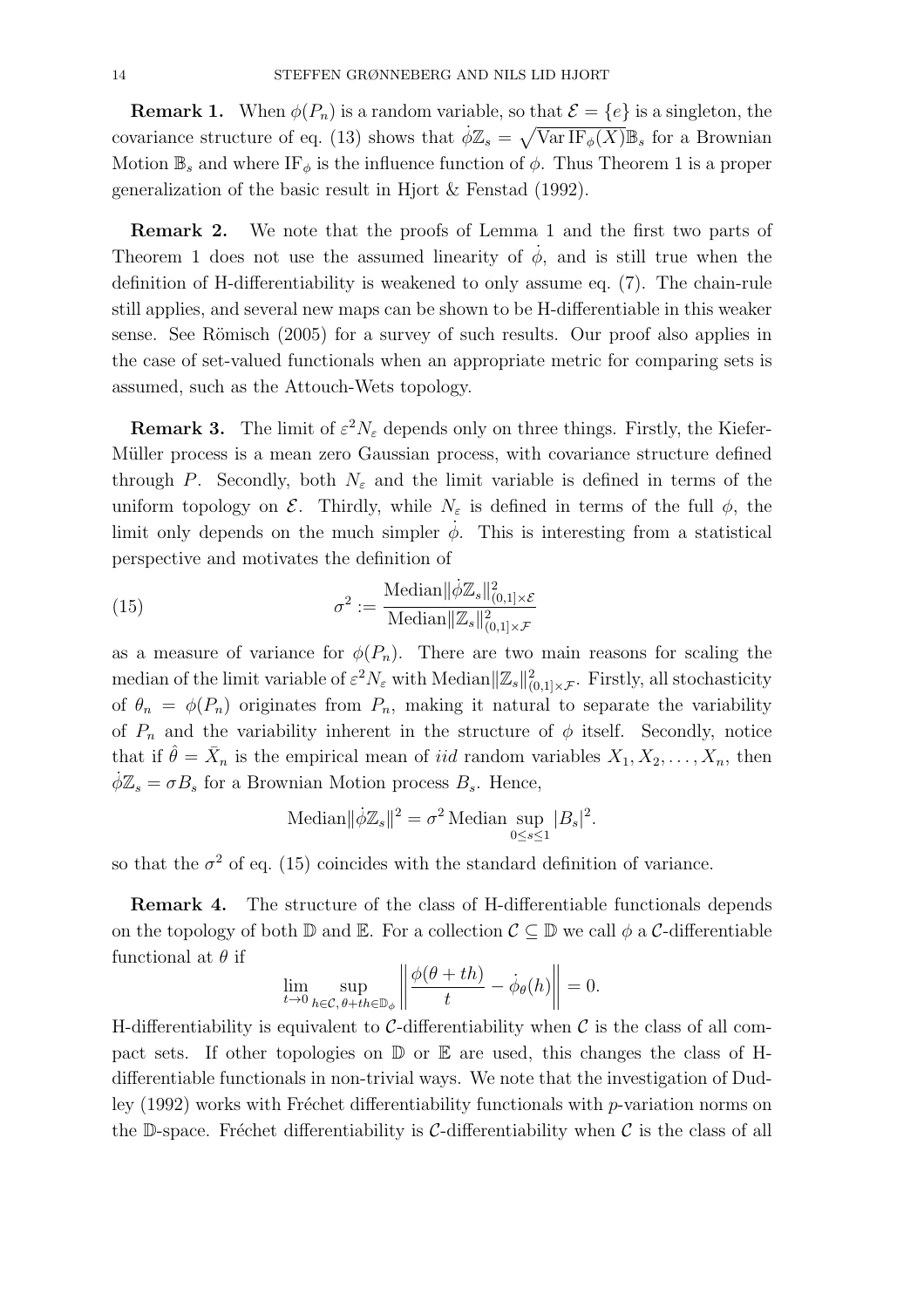**Remark 1.** When $\phi(P_n)$ is a random variable, so that $\mathcal{E} = \{e\}$ is a singleton, the covariance structure of eq. (13) shows that $\dot{\phi}\mathbb{Z}_s = \sqrt{\operatorname{Var} \operatorname{IF}_\phi(X)}\mathbb{B}_s$ for a Brownian Motion $\mathbb{B}_s$ and where $\operatorname{IF}_\phi$ is the influence function of $\phi$. Thus Theorem 1 is a proper generalization of the basic result in Hjort & Fenstad (1992).

**Remark 2.** We note that the proofs of Lemma 1 and the first two parts of Theorem 1 does not use the assumed linearity of $\dot{\phi}$, and is still true when the definition of H-differentiability is weakened to only assume eq. (7). The chain-rule still applies, and several new maps can be shown to be H-differentiable in this weaker sense. See Römisch (2005) for a survey of such results. Our proof also applies in the case of set-valued functionals when an appropriate metric for comparing sets is assumed, such as the Attouch-Wets topology.

**Remark 3.** The limit of $\varepsilon^2 N_\varepsilon$ depends only on three things. Firstly, the Kiefer-Müller process is a mean zero Gaussian process, with covariance structure defined through $P$. Secondly, both $N_\varepsilon$ and the limit variable is defined in terms of the uniform topology on $\mathcal{E}$. Thirdly, while $N_\varepsilon$ is defined in terms of the full $\phi$, the limit only depends on the much simpler $\dot{\phi}$. This is interesting from a statistical perspective and motivates the definition of

$$\sigma^2 := \frac{\operatorname{Median}\|\dot{\phi}\mathbb{Z}_s\|^2_{(0,1]\times\mathcal{E}}}{\operatorname{Median}\|\mathbb{Z}_s\|^2_{(0,1]\times\mathcal{F}}} \tag{15}$$

as a measure of variance for $\phi(P_n)$. There are two main reasons for scaling the median of the limit variable of $\varepsilon^2 N_\varepsilon$ with $\operatorname{Median}\|\mathbb{Z}_s\|^2_{(0,1]\times\mathcal{F}}$. Firstly, all stochasticity of $\theta_n = \phi(P_n)$ originates from $P_n$, making it natural to separate the variability of $P_n$ and the variability inherent in the structure of $\phi$ itself. Secondly, notice that if $\hat{\theta} = \bar{X}_n$ is the empirical mean of *iid* random variables $X_1, X_2, \ldots, X_n$, then $\dot{\phi}\mathbb{Z}_s = \sigma B_s$ for a Brownian Motion process $B_s$. Hence,

$$\operatorname{Median}\|\dot{\phi}\mathbb{Z}_s\|^2 = \sigma^2 \operatorname{Median} \sup_{0\le s\le 1} |B_s|^2.$$

so that the $\sigma^2$ of eq. (15) coincides with the standard definition of variance.

**Remark 4.** The structure of the class of H-differentiable functionals depends on the topology of both $\mathbb{D}$ and $\mathbb{E}$. For a collection $\mathcal{C} \subseteq \mathbb{D}$ we call $\phi$ a $\mathcal{C}$-differentiable functional at $\theta$ if

$$\lim_{t\to 0} \sup_{h\in\mathcal{C},\, \theta+th\in\mathbb{D}_\phi} \left\| \frac{\phi(\theta+th)}{t} - \dot{\phi}_\theta(h) \right\| = 0.$$

H-differentiability is equivalent to $\mathcal{C}$-differentiability when $\mathcal{C}$ is the class of all compact sets. If other topologies on $\mathbb{D}$ or $\mathbb{E}$ are used, this changes the class of H-differentiable functionals in non-trivial ways. We note that the investigation of Dudley (1992) works with Fréchet differentiability functionals with $p$-variation norms on the $\mathbb{D}$-space. Fréchet differentiability is $\mathcal{C}$-differentiability when $\mathcal{C}$ is the class of all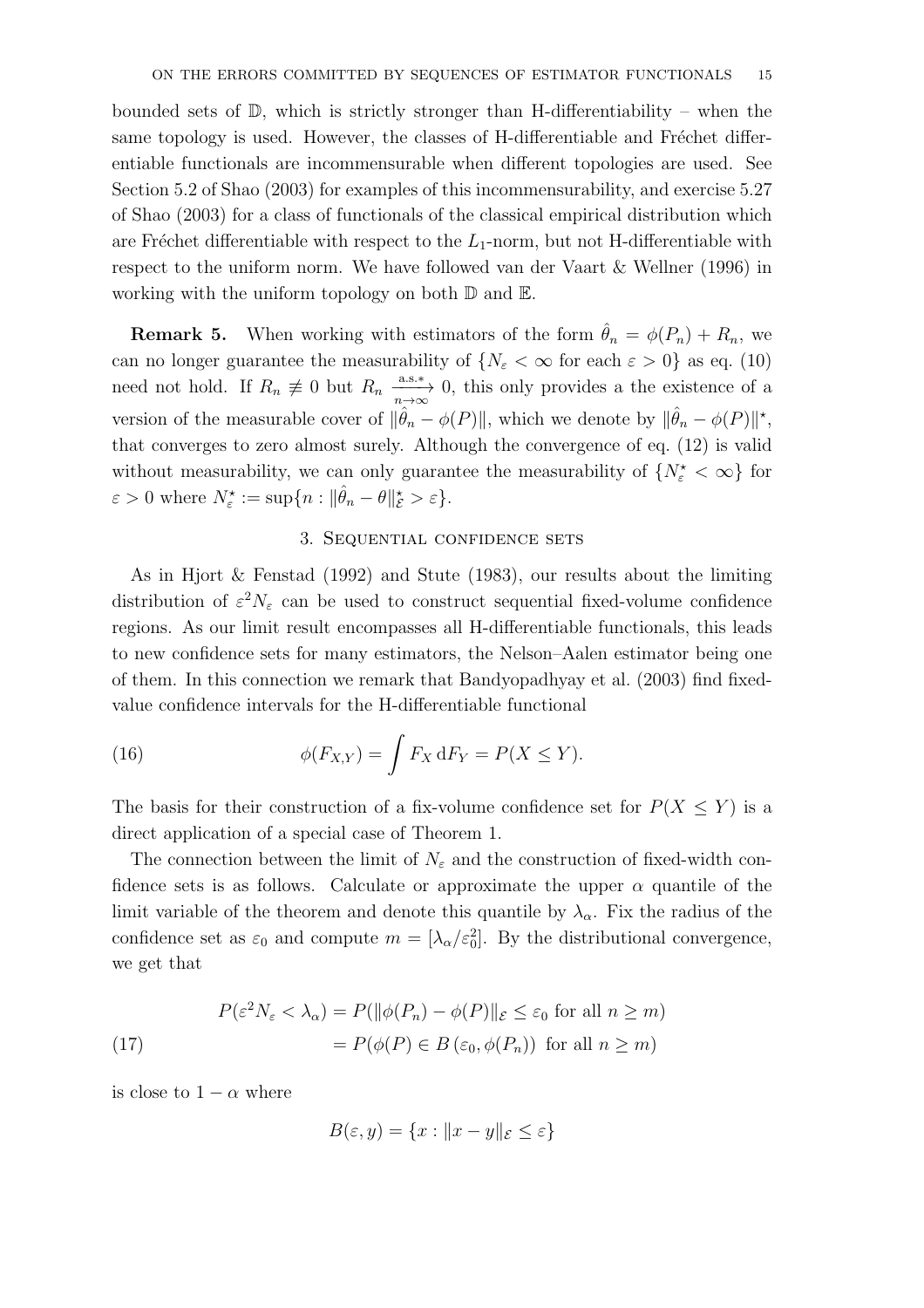bounded sets of $\mathbb{D}$, which is strictly stronger than H-differentiability – when the same topology is used. However, the classes of H-differentiable and Fréchet differentiable functionals are incommensurable when different topologies are used. See Section 5.2 of Shao (2003) for examples of this incommensurability, and exercise 5.27 of Shao (2003) for a class of functionals of the classical empirical distribution which are Fréchet differentiable with respect to the $L_1$-norm, but not H-differentiable with respect to the uniform norm. We have followed van der Vaart & Wellner (1996) in working with the uniform topology on both $\mathbb{D}$ and $\mathbb{E}$.

**Remark 5.** When working with estimators of the form $\hat{\theta}_n = \phi(P_n) + R_n$, we can no longer guarantee the measurability of $\{N_\varepsilon < \infty \text{ for each } \varepsilon > 0\}$ as eq. (10) need not hold. If $R_n \not\equiv 0$ but $R_n \xrightarrow[n\to\infty]{\text{a.s.}*} 0$, this only provides a the existence of a version of the measurable cover of $\|\hat{\theta}_n - \phi(P)\|$, which we denote by $\|\hat{\theta}_n - \phi(P)\|^\star$, that converges to zero almost surely. Although the convergence of eq. (12) is valid without measurability, we can only guarantee the measurability of $\{N_\varepsilon^\star < \infty\}$ for $\varepsilon > 0$ where $N_\varepsilon^\star := \sup\{n : \|\hat{\theta}_n - \theta\|_{\mathcal{E}}^\star > \varepsilon\}$.

## 3. Sequential confidence sets

As in Hjort & Fenstad (1992) and Stute (1983), our results about the limiting distribution of $\varepsilon^2 N_\varepsilon$ can be used to construct sequential fixed-volume confidence regions. As our limit result encompasses all H-differentiable functionals, this leads to new confidence sets for many estimators, the Nelson–Aalen estimator being one of them. In this connection we remark that Bandyopadhyay et al. (2003) find fixed-value confidence intervals for the H-differentiable functional

$$\phi(F_{X,Y}) = \int F_X \,\mathrm{d}F_Y = P(X \leq Y). \tag{16}$$

The basis for their construction of a fix-volume confidence set for $P(X \leq Y)$ is a direct application of a special case of Theorem 1.

The connection between the limit of $N_\varepsilon$ and the construction of fixed-width confidence sets is as follows. Calculate or approximate the upper $\alpha$ quantile of the limit variable of the theorem and denote this quantile by $\lambda_\alpha$. Fix the radius of the confidence set as $\varepsilon_0$ and compute $m = [\lambda_\alpha/\varepsilon_0^2]$. By the distributional convergence, we get that

$$\begin{aligned} P(\varepsilon^2 N_\varepsilon < \lambda_\alpha) &= P(\|\phi(P_n) - \phi(P)\|_{\mathcal{E}} \leq \varepsilon_0 \text{ for all } n \geq m) \\ &= P(\phi(P) \in B(\varepsilon_0, \phi(P_n)) \text{ for all } n \geq m) \end{aligned} \tag{17}$$

is close to $1 - \alpha$ where

$$B(\varepsilon, y) = \{x : \|x - y\|_{\mathcal{E}} \leq \varepsilon\}$$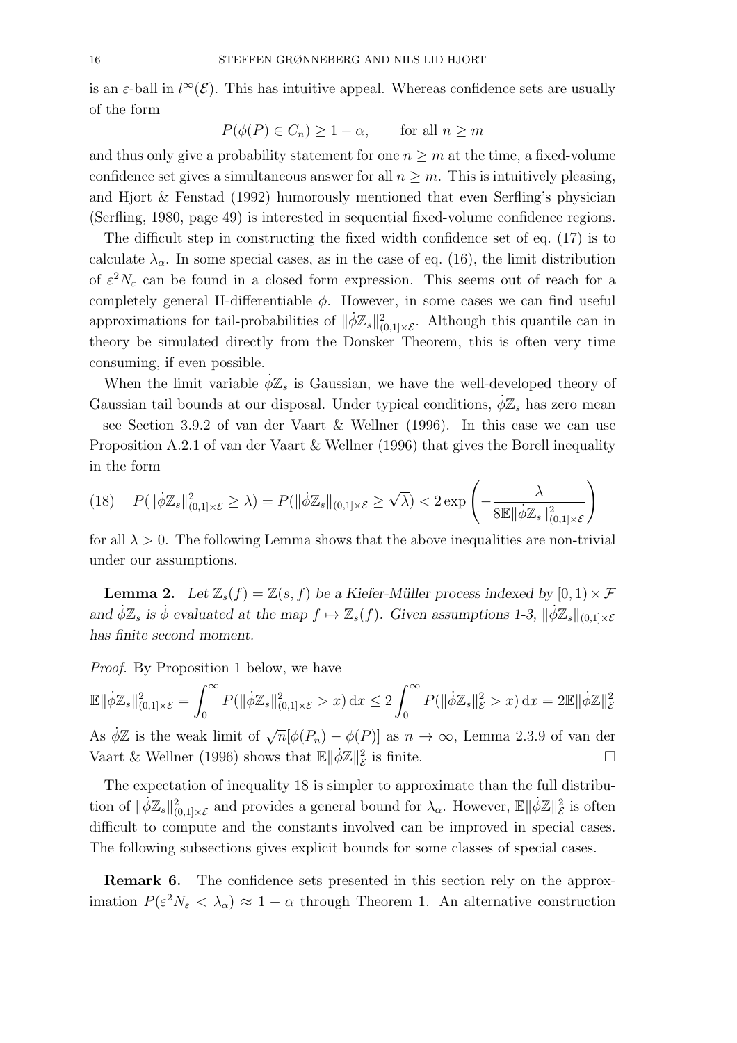is an $\varepsilon$-ball in $l^\infty(\mathcal{E})$. This has intuitive appeal. Whereas confidence sets are usually of the form

$$P(\phi(P) \in C_n) \geq 1 - \alpha, \qquad \text{for all } n \geq m$$

and thus only give a probability statement for one $n \geq m$ at the time, a fixed-volume confidence set gives a simultaneous answer for all $n \geq m$. This is intuitively pleasing, and Hjort & Fenstad (1992) humorously mentioned that even Serfling's physician (Serfling, 1980, page 49) is interested in sequential fixed-volume confidence regions.

The difficult step in constructing the fixed width confidence set of eq. (17) is to calculate $\lambda_\alpha$. In some special cases, as in the case of eq. (16), the limit distribution of $\varepsilon^2 N_\varepsilon$ can be found in a closed form expression. This seems out of reach for a completely general H-differentiable $\phi$. However, in some cases we can find useful approximations for tail-probabilities of $\|\dot{\phi}\mathbb{Z}_s\|^2_{(0,1]\times\mathcal{E}}$. Although this quantile can in theory be simulated directly from the Donsker Theorem, this is often very time consuming, if even possible.

When the limit variable $\dot{\phi}\mathbb{Z}_s$ is Gaussian, we have the well-developed theory of Gaussian tail bounds at our disposal. Under typical conditions, $\dot{\phi}\mathbb{Z}_s$ has zero mean – see Section 3.9.2 of van der Vaart & Wellner (1996). In this case we can use Proposition A.2.1 of van der Vaart & Wellner (1996) that gives the Borell inequality in the form

$$P(\|\dot{\phi}\mathbb{Z}_s\|^2_{(0,1]\times\mathcal{E}} \geq \lambda) = P(\|\dot{\phi}\mathbb{Z}_s\|_{(0,1]\times\mathcal{E}} \geq \sqrt{\lambda}) < 2\exp\left(-\frac{\lambda}{8\mathbb{E}\|\dot{\phi}\mathbb{Z}_s\|^2_{(0,1]\times\mathcal{E}}}\right) \tag{18}$$

for all $\lambda > 0$. The following Lemma shows that the above inequalities are non-trivial under our assumptions.

**Lemma 2.** *Let $\mathbb{Z}_s(f) = \mathbb{Z}(s, f)$ be a Kiefer-Müller process indexed by $[0, 1) \times \mathcal{F}$ and $\dot{\phi}\mathbb{Z}_s$ is $\dot{\phi}$ evaluated at the map $f \mapsto \mathbb{Z}_s(f)$. Given assumptions 1-3, $\|\dot{\phi}\mathbb{Z}_s\|_{(0,1]\times\mathcal{E}}$ has finite second moment.*

*Proof.* By Proposition 1 below, we have

$$\mathbb{E}\|\dot{\phi}\mathbb{Z}_s\|^2_{(0,1]\times\mathcal{E}} = \int_0^\infty P(\|\dot{\phi}\mathbb{Z}_s\|^2_{(0,1]\times\mathcal{E}} > x)\,\mathrm{d}x \leq 2\int_0^\infty P(\|\dot{\phi}\mathbb{Z}_s\|^2_{\mathcal{E}} > x)\,\mathrm{d}x = 2\mathbb{E}\|\dot{\phi}\mathbb{Z}\|^2_{\mathcal{E}}$$

As $\dot{\phi}\mathbb{Z}$ is the weak limit of $\sqrt{n}[\phi(P_n) - \phi(P)]$ as $n \to \infty$, Lemma 2.3.9 of van der Vaart & Wellner (1996) shows that $\mathbb{E}\|\dot{\phi}\mathbb{Z}\|^2_{\mathcal{E}}$ is finite. □

The expectation of inequality 18 is simpler to approximate than the full distribution of $\|\dot{\phi}\mathbb{Z}_s\|^2_{(0,1]\times\mathcal{E}}$ and provides a general bound for $\lambda_\alpha$. However, $\mathbb{E}\|\dot{\phi}\mathbb{Z}\|^2_{\mathcal{E}}$ is often difficult to compute and the constants involved can be improved in special cases. The following subsections gives explicit bounds for some classes of special cases.

**Remark 6.** The confidence sets presented in this section rely on the approximation $P(\varepsilon^2 N_\varepsilon < \lambda_\alpha) \approx 1 - \alpha$ through Theorem 1. An alternative construction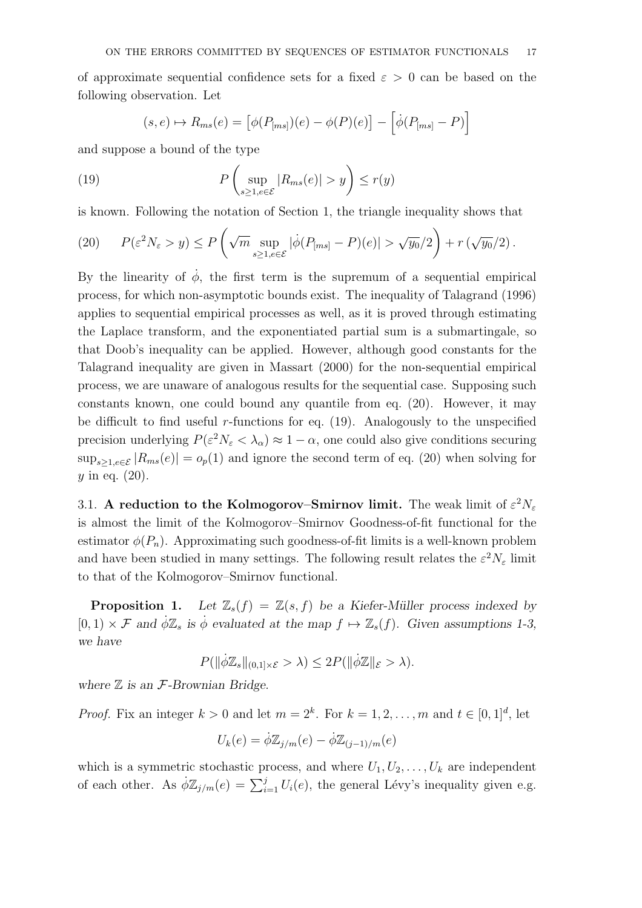of approximate sequential confidence sets for a fixed $\varepsilon > 0$ can be based on the following observation. Let

$$(s,e) \mapsto R_{ms}(e) = \left[\phi(P_{[ms]})(e) - \phi(P)(e)\right] - \left[\dot{\phi}(P_{[ms]} - P)\right]$$

and suppose a bound of the type

$$P\left(\sup_{s\geq 1, e\in\mathcal{E}} |R_{ms}(e)| > y\right) \leq r(y) \tag{19}$$

is known. Following the notation of Section 1, the triangle inequality shows that

$$P(\varepsilon^2 N_\varepsilon > y) \leq P\left(\sqrt{m}\sup_{s\geq 1, e\in\mathcal{E}} |\dot{\phi}(P_{[ms]} - P)(e)| > \sqrt{y_0}/2\right) + r\left(\sqrt{y_0}/2\right). \tag{20}$$

By the linearity of $\dot{\phi}$, the first term is the supremum of a sequential empirical process, for which non-asymptotic bounds exist. The inequality of Talagrand (1996) applies to sequential empirical processes as well, as it is proved through estimating the Laplace transform, and the exponentiated partial sum is a submartingale, so that Doob's inequality can be applied. However, although good constants for the Talagrand inequality are given in Massart (2000) for the non-sequential empirical process, we are unaware of analogous results for the sequential case. Supposing such constants known, one could bound any quantile from eq. (20). However, it may be difficult to find useful $r$-functions for eq. (19). Analogously to the unspecified precision underlying $P(\varepsilon^2 N_\varepsilon < \lambda_\alpha) \approx 1 - \alpha$, one could also give conditions securing $\sup_{s\geq 1, e\in\mathcal{E}} |R_{ms}(e)| = o_p(1)$ and ignore the second term of eq. (20) when solving for $y$ in eq. (20).

## 3.1. A reduction to the Kolmogorov–Smirnov limit.

The weak limit of $\varepsilon^2 N_\varepsilon$ is almost the limit of the Kolmogorov–Smirnov Goodness-of-fit functional for the estimator $\phi(P_n)$. Approximating such goodness-of-fit limits is a well-known problem and have been studied in many settings. The following result relates the $\varepsilon^2 N_\varepsilon$ limit to that of the Kolmogorov–Smirnov functional.

**Proposition 1.** *Let $\mathbb{Z}_s(f) = \mathbb{Z}(s,f)$ be a Kiefer-Müller process indexed by $[0,1) \times \mathcal{F}$ and $\dot{\phi}\mathbb{Z}_s$ is $\dot{\phi}$ evaluated at the map $f \mapsto \mathbb{Z}_s(f)$. Given assumptions 1-3, we have*

$$P(\|\dot{\phi}\mathbb{Z}_s\|_{(0,1]\times\mathcal{E}} > \lambda) \leq 2P(\|\dot{\phi}\mathbb{Z}\|_{\mathcal{E}} > \lambda).$$

*where $\mathbb{Z}$ is an $\mathcal{F}$-Brownian Bridge.*

*Proof.* Fix an integer $k > 0$ and let $m = 2^k$. For $k = 1, 2, \ldots, m$ and $t \in [0,1]^d$, let

$$U_k(e) = \dot{\phi}\mathbb{Z}_{j/m}(e) - \dot{\phi}\mathbb{Z}_{(j-1)/m}(e)$$

which is a symmetric stochastic process, and where $U_1, U_2, \ldots, U_k$ are independent of each other. As $\dot{\phi}\mathbb{Z}_{j/m}(e) = \sum_{i=1}^{j} U_i(e)$, the general Lévy's inequality given e.g.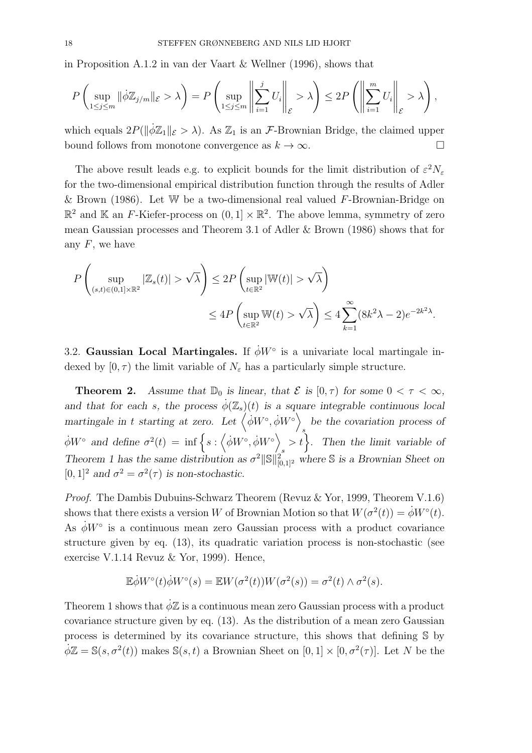in Proposition A.1.2 in van der Vaart & Wellner (1996), shows that

$$P\left(\sup_{1\le j\le m}\|\dot\phi\mathbb{Z}_{j/m}\|_{\mathcal{E}}>\lambda\right)=P\left(\sup_{1\le j\le m}\left\|\sum_{i=1}^{j}U_i\right\|_{\mathcal{E}}>\lambda\right)\le 2P\left(\left\|\sum_{i=1}^{m}U_i\right\|_{\mathcal{E}}>\lambda\right),$$

which equals $2P(\|\dot\phi\mathbb{Z}_1\|_{\mathcal{E}}>\lambda)$. As $\mathbb{Z}_1$ is an $\mathcal{F}$-Brownian Bridge, the claimed upper bound follows from monotone convergence as $k\to\infty$. □

The above result leads e.g. to explicit bounds for the limit distribution of $\varepsilon^2 N_\varepsilon$ for the two-dimensional empirical distribution function through the results of Adler & Brown (1986). Let $\mathbb{W}$ be a two-dimensional real valued $F$-Brownian-Bridge on $\mathbb{R}^2$ and $\mathbb{K}$ an $F$-Kiefer-process on $(0,1]\times\mathbb{R}^2$. The above lemma, symmetry of zero mean Gaussian processes and Theorem 3.1 of Adler & Brown (1986) shows that for any $F$, we have

$$P\left(\sup_{(s,t)\in(0,1]\times\mathbb{R}^2}|\mathbb{Z}_s(t)|>\sqrt{\lambda}\right)\le 2P\left(\sup_{t\in\mathbb{R}^2}|\mathbb{W}(t)|>\sqrt{\lambda}\right)$$
$$\le 4P\left(\sup_{t\in\mathbb{R}^2}\mathbb{W}(t)>\sqrt{\lambda}\right)\le 4\sum_{k=1}^{\infty}(8k^2\lambda-2)e^{-2k^2\lambda}.$$

3.2. **Gaussian Local Martingales.** If $\dot\phi W^\circ$ is a univariate local martingale indexed by $[0,\tau)$ the limit variable of $N_\varepsilon$ has a particularly simple structure.

**Theorem 2.** *Assume that $\mathbb{D}_0$ is linear, that $\mathcal{E}$ is $[0,\tau)$ for some $0<\tau<\infty$, and that for each $s$, the process $\dot\phi(\mathbb{Z}_s)(t)$ is a square integrable continuous local martingale in $t$ starting at zero. Let $\left\langle\dot\phi W^\circ,\dot\phi W^\circ\right\rangle_s$ be the covariation process of $\dot\phi W^\circ$ and define $\sigma^2(t)=\inf\left\{s:\left\langle\dot\phi W^\circ,\dot\phi W^\circ\right\rangle_s>t\right\}$. Then the limit variable of Theorem 1 has the same distribution as $\sigma^2\|\mathbb{S}\|^2_{[0,1]^2}$ where $\mathbb{S}$ is a Brownian Sheet on $[0,1]^2$ and $\sigma^2=\sigma^2(\tau)$ is non-stochastic.*

*Proof.* The Dambis Dubuins-Schwarz Theorem (Revuz & Yor, 1999, Theorem V.1.6) shows that there exists a version $W$ of Brownian Motion so that $W(\sigma^2(t))=\dot\phi W^\circ(t)$. As $\dot\phi W^\circ$ is a continuous mean zero Gaussian process with a product covariance structure given by eq. (13), its quadratic variation process is non-stochastic (see exercise V.1.14 Revuz & Yor, 1999). Hence,

$$\mathbb{E}\dot\phi W^\circ(t)\dot\phi W^\circ(s)=\mathbb{E}W(\sigma^2(t))W(\sigma^2(s))=\sigma^2(t)\wedge\sigma^2(s).$$

Theorem 1 shows that $\dot\phi\mathbb{Z}$ is a continuous mean zero Gaussian process with a product covariance structure given by eq. (13). As the distribution of a mean zero Gaussian process is determined by its covariance structure, this shows that defining $\mathbb{S}$ by $\dot\phi\mathbb{Z}=\mathbb{S}(s,\sigma^2(t))$ makes $\mathbb{S}(s,t)$ a Brownian Sheet on $[0,1]\times[0,\sigma^2(\tau)]$. Let $N$ be the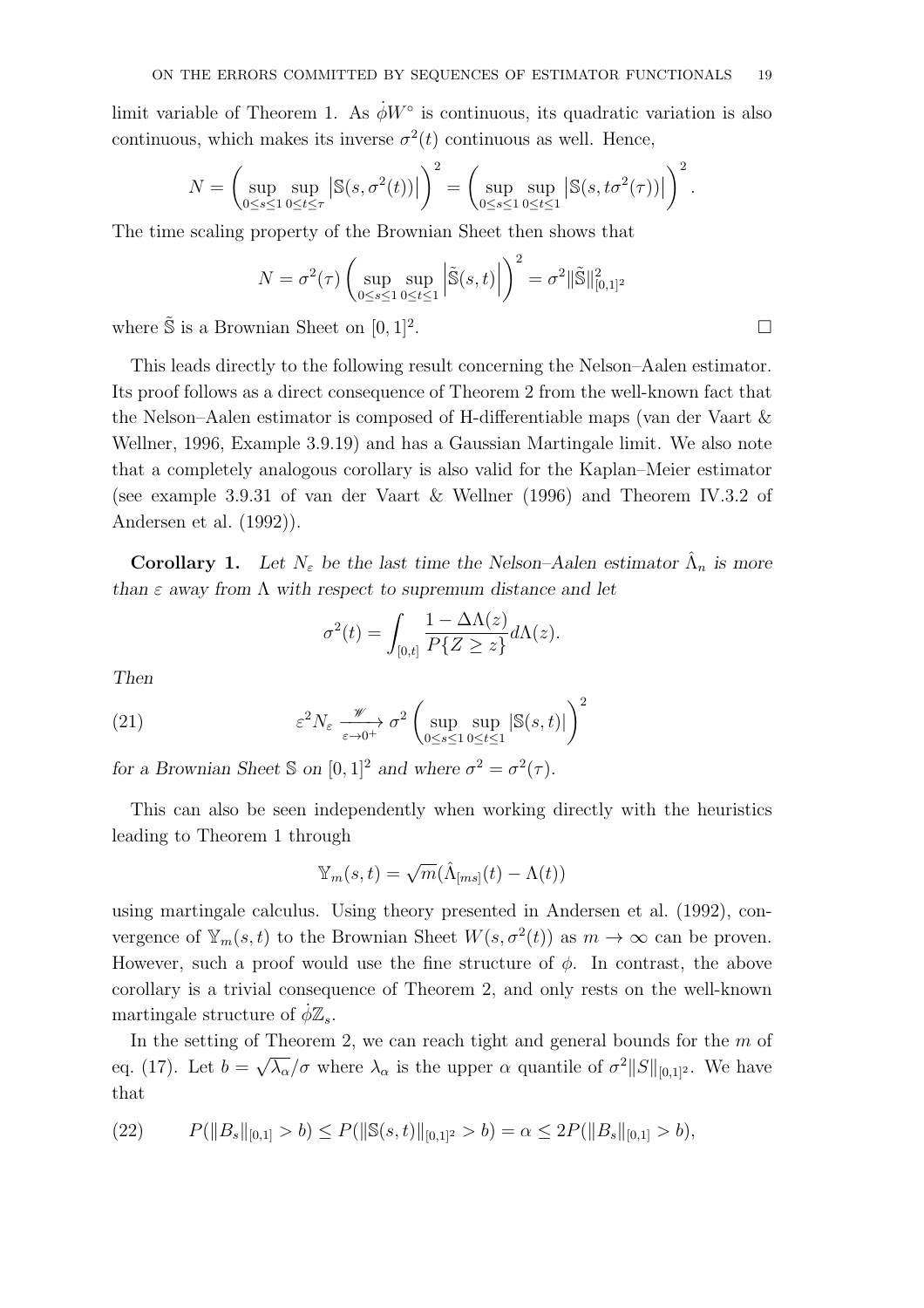limit variable of Theorem 1. As $\dot{\phi} W^{\circ}$ is continuous, its quadratic variation is also continuous, which makes its inverse $\sigma^2(t)$ continuous as well. Hence,

$$N = \left( \sup_{0 \le s \le 1} \sup_{0 \le t \le \tau} \left| \mathbb{S}(s, \sigma^2(t)) \right| \right)^2 = \left( \sup_{0 \le s \le 1} \sup_{0 \le t \le 1} \left| \mathbb{S}(s, t\sigma^2(\tau)) \right| \right)^2 .$$

The time scaling property of the Brownian Sheet then shows that

$$N = \sigma^2(\tau) \left( \sup_{0 \le s \le 1} \sup_{0 \le t \le 1} \left| \tilde{\mathbb{S}}(s, t) \right| \right)^2 = \sigma^2 \|\tilde{\mathbb{S}}\|^2_{[0,1]^2}$$

where $\tilde{\mathbb{S}}$ is a Brownian Sheet on $[0, 1]^2$. □

This leads directly to the following result concerning the Nelson–Aalen estimator. Its proof follows as a direct consequence of Theorem 2 from the well-known fact that the Nelson–Aalen estimator is composed of H-differentiable maps (van der Vaart & Wellner, 1996, Example 3.9.19) and has a Gaussian Martingale limit. We also note that a completely analogous corollary is also valid for the Kaplan–Meier estimator (see example 3.9.31 of van der Vaart & Wellner (1996) and Theorem IV.3.2 of Andersen et al. (1992)).

**Corollary 1.** *Let $N_\varepsilon$ be the last time the Nelson–Aalen estimator $\hat{\Lambda}_n$ is more than $\varepsilon$ away from $\Lambda$ with respect to supremum distance and let*

$$\sigma^2(t) = \int_{[0,t]} \frac{1 - \Delta\Lambda(z)}{P\{Z \ge z\}} d\Lambda(z).$$

*Then*

$$\varepsilon^2 N_\varepsilon \xrightarrow[\varepsilon \to 0^+]{\mathscr{W}} \sigma^2 \left( \sup_{0 \le s \le 1} \sup_{0 \le t \le 1} |\mathbb{S}(s, t)| \right)^2 \tag{21}$$

*for a Brownian Sheet $\mathbb{S}$ on $[0, 1]^2$ and where $\sigma^2 = \sigma^2(\tau)$.*

This can also be seen independently when working directly with the heuristics leading to Theorem 1 through

$$\mathbb{Y}_m(s, t) = \sqrt{m}(\hat{\Lambda}_{[ms]}(t) - \Lambda(t))$$

using martingale calculus. Using theory presented in Andersen et al. (1992), convergence of $\mathbb{Y}_m(s, t)$ to the Brownian Sheet $W(s, \sigma^2(t))$ as $m \to \infty$ can be proven. However, such a proof would use the fine structure of $\phi$. In contrast, the above corollary is a trivial consequence of Theorem 2, and only rests on the well-known martingale structure of $\dot{\phi}\mathbb{Z}_s$.

In the setting of Theorem 2, we can reach tight and general bounds for the $m$ of eq. (17). Let $b = \sqrt{\lambda_\alpha}/\sigma$ where $\lambda_\alpha$ is the upper $\alpha$ quantile of $\sigma^2\|S\|_{[0,1]^2}$. We have that

$$P(\|B_s\|_{[0,1]} > b) \le P(\|\mathbb{S}(s, t)\|_{[0,1]^2} > b) = \alpha \le 2P(\|B_s\|_{[0,1]} > b), \tag{22}$$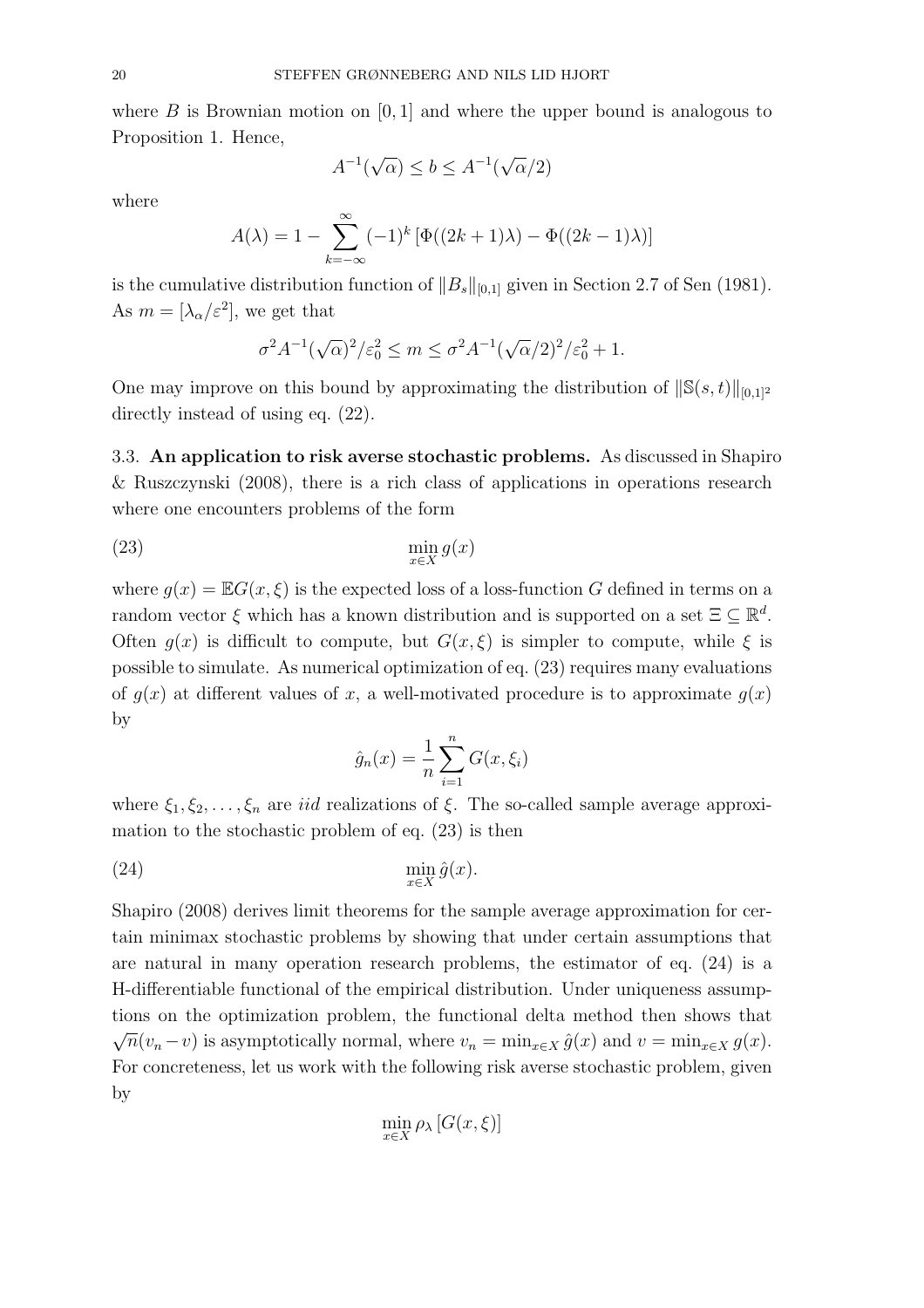where $B$ is Brownian motion on $[0, 1]$ and where the upper bound is analogous to Proposition 1. Hence,

$$A^{-1}(\sqrt{\alpha}) \leq b \leq A^{-1}(\sqrt{\alpha}/2)$$

where

$$A(\lambda) = 1 - \sum_{k=-\infty}^{\infty} (-1)^k \left[\Phi((2k+1)\lambda) - \Phi((2k-1)\lambda)\right]$$

is the cumulative distribution function of $\|B_s\|_{[0,1]}$ given in Section 2.7 of Sen (1981). As $m = [\lambda_\alpha/\varepsilon^2]$, we get that

$$\sigma^2 A^{-1}(\sqrt{\alpha})^2/\varepsilon_0^2 \leq m \leq \sigma^2 A^{-1}(\sqrt{\alpha}/2)^2/\varepsilon_0^2 + 1.$$

One may improve on this bound by approximating the distribution of $\|\mathbb{S}(s,t)\|_{[0,1]^2}$ directly instead of using eq. (22).

3.3. **An application to risk averse stochastic problems.** As discussed in Shapiro & Ruszczynski (2008), there is a rich class of applications in operations research where one encounters problems of the form

$$\min_{x \in X} g(x) \tag{23}$$

where $g(x) = \mathbb{E}G(x, \xi)$ is the expected loss of a loss-function $G$ defined in terms on a random vector $\xi$ which has a known distribution and is supported on a set $\Xi \subseteq \mathbb{R}^d$. Often $g(x)$ is difficult to compute, but $G(x, \xi)$ is simpler to compute, while $\xi$ is possible to simulate. As numerical optimization of eq. (23) requires many evaluations of $g(x)$ at different values of $x$, a well-motivated procedure is to approximate $g(x)$ by

$$\hat{g}_n(x) = \frac{1}{n} \sum_{i=1}^{n} G(x, \xi_i)$$

where $\xi_1, \xi_2, \ldots, \xi_n$ are *iid* realizations of $\xi$. The so-called sample average approximation to the stochastic problem of eq. (23) is then

$$\min_{x \in X} \hat{g}(x). \tag{24}$$

Shapiro (2008) derives limit theorems for the sample average approximation for certain minimax stochastic problems by showing that under certain assumptions that are natural in many operation research problems, the estimator of eq. (24) is a H-differentiable functional of the empirical distribution. Under uniqueness assumptions on the optimization problem, the functional delta method then shows that $\sqrt{n}(v_n - v)$ is asymptotically normal, where $v_n = \min_{x \in X} \hat{g}(x)$ and $v = \min_{x \in X} g(x)$. For concreteness, let us work with the following risk averse stochastic problem, given by

$$\min_{x \in X} \rho_\lambda \left[G(x, \xi)\right]$$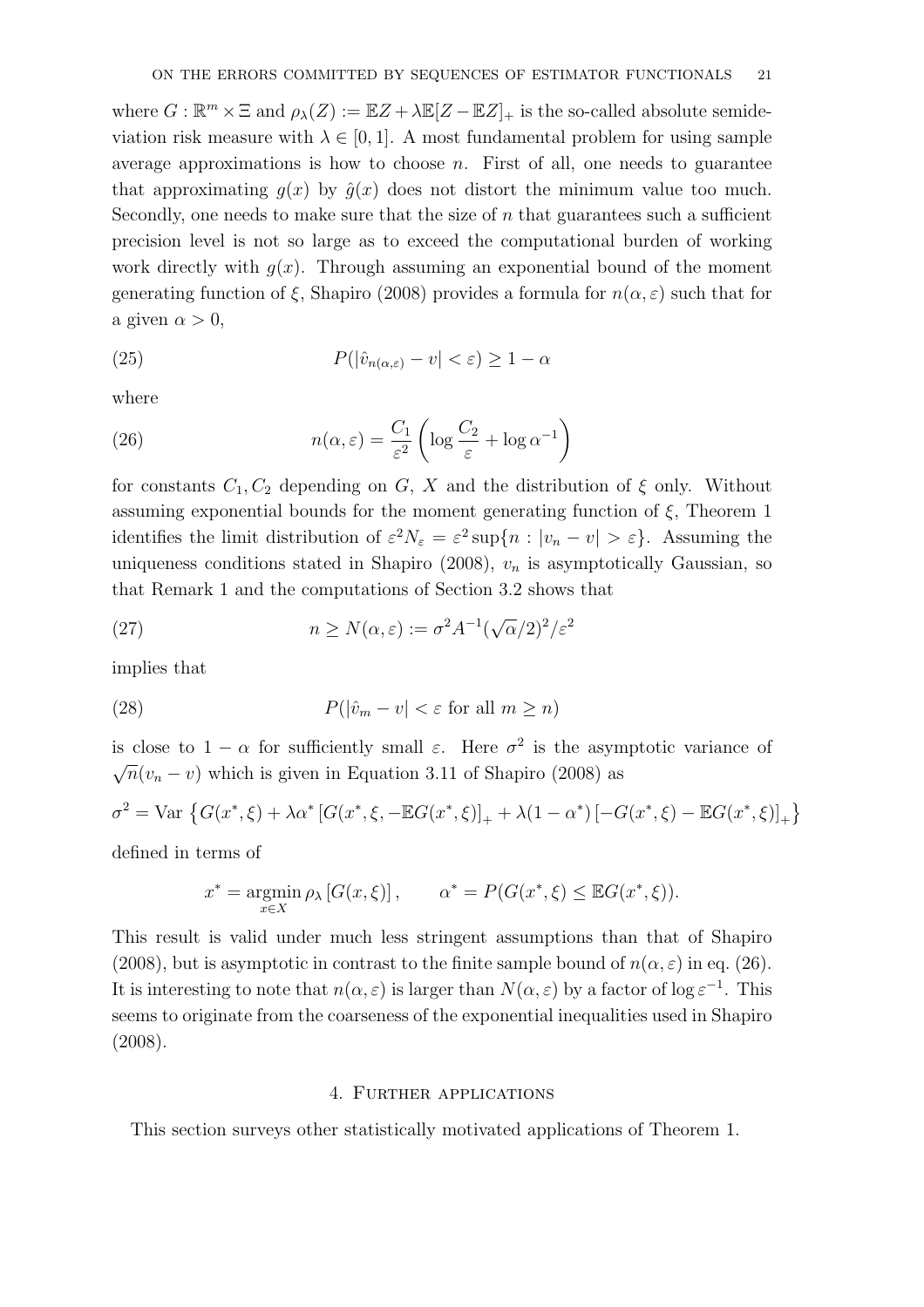where $G : \mathbb{R}^m \times \Xi$ and $\rho_\lambda(Z) := \mathbb{E}Z + \lambda\mathbb{E}[Z - \mathbb{E}Z]_+$ is the so-called absolute semideviation risk measure with $\lambda \in [0, 1]$. A most fundamental problem for using sample average approximations is how to choose $n$. First of all, one needs to guarantee that approximating $g(x)$ by $\hat{g}(x)$ does not distort the minimum value too much. Secondly, one needs to make sure that the size of $n$ that guarantees such a sufficient precision level is not so large as to exceed the computational burden of working work directly with $g(x)$. Through assuming an exponential bound of the moment generating function of $\xi$, Shapiro (2008) provides a formula for $n(\alpha, \varepsilon)$ such that for a given $\alpha > 0$,

$$P(|\hat{v}_{n(\alpha,\varepsilon)} - v| < \varepsilon) \geq 1 - \alpha \tag{25}$$

where

$$n(\alpha, \varepsilon) = \frac{C_1}{\varepsilon^2}\left(\log \frac{C_2}{\varepsilon} + \log \alpha^{-1}\right) \tag{26}$$

for constants $C_1, C_2$ depending on $G$, $X$ and the distribution of $\xi$ only. Without assuming exponential bounds for the moment generating function of $\xi$, Theorem 1 identifies the limit distribution of $\varepsilon^2 N_\varepsilon = \varepsilon^2 \sup\{n : |v_n - v| > \varepsilon\}$. Assuming the uniqueness conditions stated in Shapiro (2008), $v_n$ is asymptotically Gaussian, so that Remark 1 and the computations of Section 3.2 shows that

$$n \geq N(\alpha, \varepsilon) := \sigma^2 A^{-1}(\sqrt{\alpha}/2)^2/\varepsilon^2 \tag{27}$$

implies that

$$P(|\hat{v}_m - v| < \varepsilon \text{ for all } m \geq n) \tag{28}$$

is close to $1 - \alpha$ for sufficiently small $\varepsilon$. Here $\sigma^2$ is the asymptotic variance of $\sqrt{n}(v_n - v)$ which is given in Equation 3.11 of Shapiro (2008) as

$$\sigma^2 = \operatorname{Var}\left\{G(x^*, \xi) + \lambda\alpha^*\left[G(x^*, \xi, -\mathbb{E}G(x^*, \xi)\right]_+ + \lambda(1 - \alpha^*)\left[-G(x^*, \xi) - \mathbb{E}G(x^*, \xi)\right]_+\right\}$$

defined in terms of

$$x^* = \operatorname*{argmin}_{x \in X} \rho_\lambda\left[G(x, \xi)\right], \qquad \alpha^* = P(G(x^*, \xi) \leq \mathbb{E}G(x^*, \xi)).$$

This result is valid under much less stringent assumptions than that of Shapiro (2008), but is asymptotic in contrast to the finite sample bound of $n(\alpha, \varepsilon)$ in eq. (26). It is interesting to note that $n(\alpha, \varepsilon)$ is larger than $N(\alpha, \varepsilon)$ by a factor of $\log \varepsilon^{-1}$. This seems to originate from the coarseness of the exponential inequalities used in Shapiro (2008).

## 4. Further applications

This section surveys other statistically motivated applications of Theorem 1.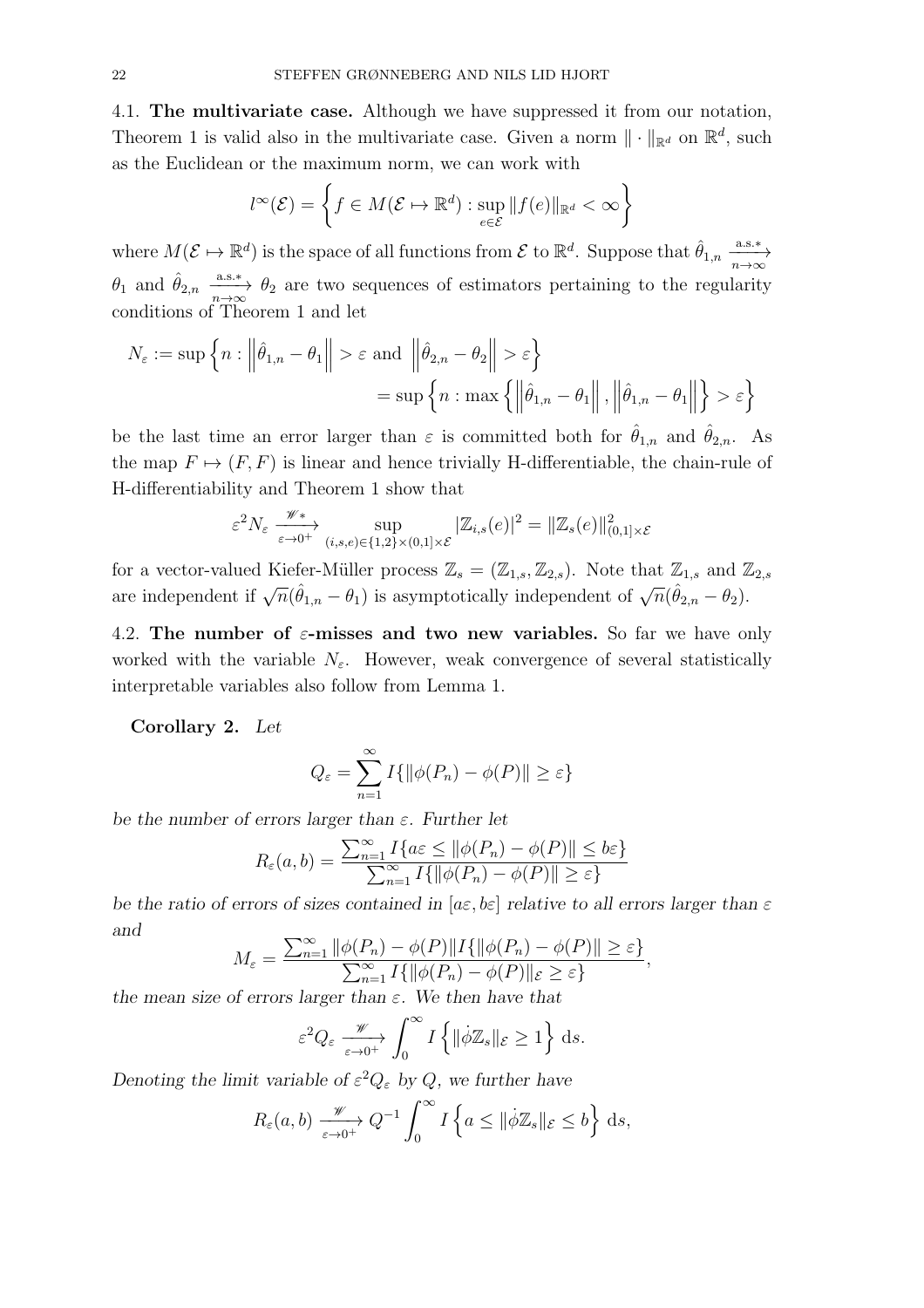4.1. **The multivariate case.** Although we have suppressed it from our notation, Theorem 1 is valid also in the multivariate case. Given a norm $\| \cdot \|_{\mathbb{R}^d}$ on $\mathbb{R}^d$, such as the Euclidean or the maximum norm, we can work with

$$l^\infty(\mathcal{E}) = \left\{ f \in M(\mathcal{E} \mapsto \mathbb{R}^d) : \sup_{e \in \mathcal{E}} \|f(e)\|_{\mathbb{R}^d} < \infty \right\}$$

where $M(\mathcal{E} \mapsto \mathbb{R}^d)$ is the space of all functions from $\mathcal{E}$ to $\mathbb{R}^d$. Suppose that $\hat{\theta}_{1,n} \xrightarrow[n\to\infty]{\text{a.s.}*} \theta_1$ and $\hat{\theta}_{2,n} \xrightarrow[n\to\infty]{\text{a.s.}*} \theta_2$ are two sequences of estimators pertaining to the regularity conditions of Theorem 1 and let

$$\begin{aligned}
N_\varepsilon := \sup \left\{ n : \left\| \hat{\theta}_{1,n} - \theta_1 \right\| > \varepsilon \text{ and } \left\| \hat{\theta}_{2,n} - \theta_2 \right\| > \varepsilon \right\} \\
= \sup \left\{ n : \max \left\{ \left\| \hat{\theta}_{1,n} - \theta_1 \right\|, \left\| \hat{\theta}_{1,n} - \theta_1 \right\| \right\} > \varepsilon \right\}
\end{aligned}$$

be the last time an error larger than $\varepsilon$ is committed both for $\hat{\theta}_{1,n}$ and $\hat{\theta}_{2,n}$. As the map $F \mapsto (F, F)$ is linear and hence trivially H-differentiable, the chain-rule of H-differentiability and Theorem 1 show that

$$\varepsilon^2 N_\varepsilon \xrightarrow[\varepsilon\to 0^+]{\mathscr{W}*} \sup_{(i,s,e)\in\{1,2\}\times(0,1]\times\mathcal{E}} |\mathbb{Z}_{i,s}(e)|^2 = \|\mathbb{Z}_s(e)\|^2_{(0,1]\times\mathcal{E}}$$

for a vector-valued Kiefer-Müller process $\mathbb{Z}_s = (\mathbb{Z}_{1,s}, \mathbb{Z}_{2,s})$. Note that $\mathbb{Z}_{1,s}$ and $\mathbb{Z}_{2,s}$ are independent if $\sqrt{n}(\hat{\theta}_{1,n} - \theta_1)$ is asymptotically independent of $\sqrt{n}(\hat{\theta}_{2,n} - \theta_2)$.

4.2. **The number of $\varepsilon$-misses and two new variables.** So far we have only worked with the variable $N_\varepsilon$. However, weak convergence of several statistically interpretable variables also follow from Lemma 1.

**Corollary 2.** *Let*

$$Q_\varepsilon = \sum_{n=1}^{\infty} I\{\|\phi(P_n) - \phi(P)\| \geq \varepsilon\}$$

*be the number of errors larger than* $\varepsilon$*. Further let*

$$R_\varepsilon(a,b) = \frac{\sum_{n=1}^{\infty} I\{a\varepsilon \leq \|\phi(P_n) - \phi(P)\| \leq b\varepsilon\}}{\sum_{n=1}^{\infty} I\{\|\phi(P_n) - \phi(P)\| \geq \varepsilon\}}$$

*be the ratio of errors of sizes contained in* $[a\varepsilon, b\varepsilon]$ *relative to all errors larger than* $\varepsilon$ *and*

$$M_\varepsilon = \frac{\sum_{n=1}^{\infty} \|\phi(P_n) - \phi(P)\| I\{\|\phi(P_n) - \phi(P)\| \geq \varepsilon\}}{\sum_{n=1}^{\infty} I\{\|\phi(P_n) - \phi(P)\|_\varepsilon \geq \varepsilon\}},$$

*the mean size of errors larger than* $\varepsilon$*. We then have that*

$$\varepsilon^2 Q_\varepsilon \xrightarrow[\varepsilon\to 0^+]{\mathscr{W}} \int_0^\infty I\left\{ \|\dot{\phi}\mathbb{Z}_s\|_\mathcal{E} \geq 1 \right\} \, \mathrm{d}s.$$

*Denoting the limit variable of* $\varepsilon^2 Q_\varepsilon$ *by* $Q$*, we further have*

$$R_\varepsilon(a,b) \xrightarrow[\varepsilon\to 0^+]{\mathscr{W}} Q^{-1} \int_0^\infty I\left\{ a \leq \|\dot{\phi}\mathbb{Z}_s\|_\mathcal{E} \leq b \right\} \, \mathrm{d}s,$$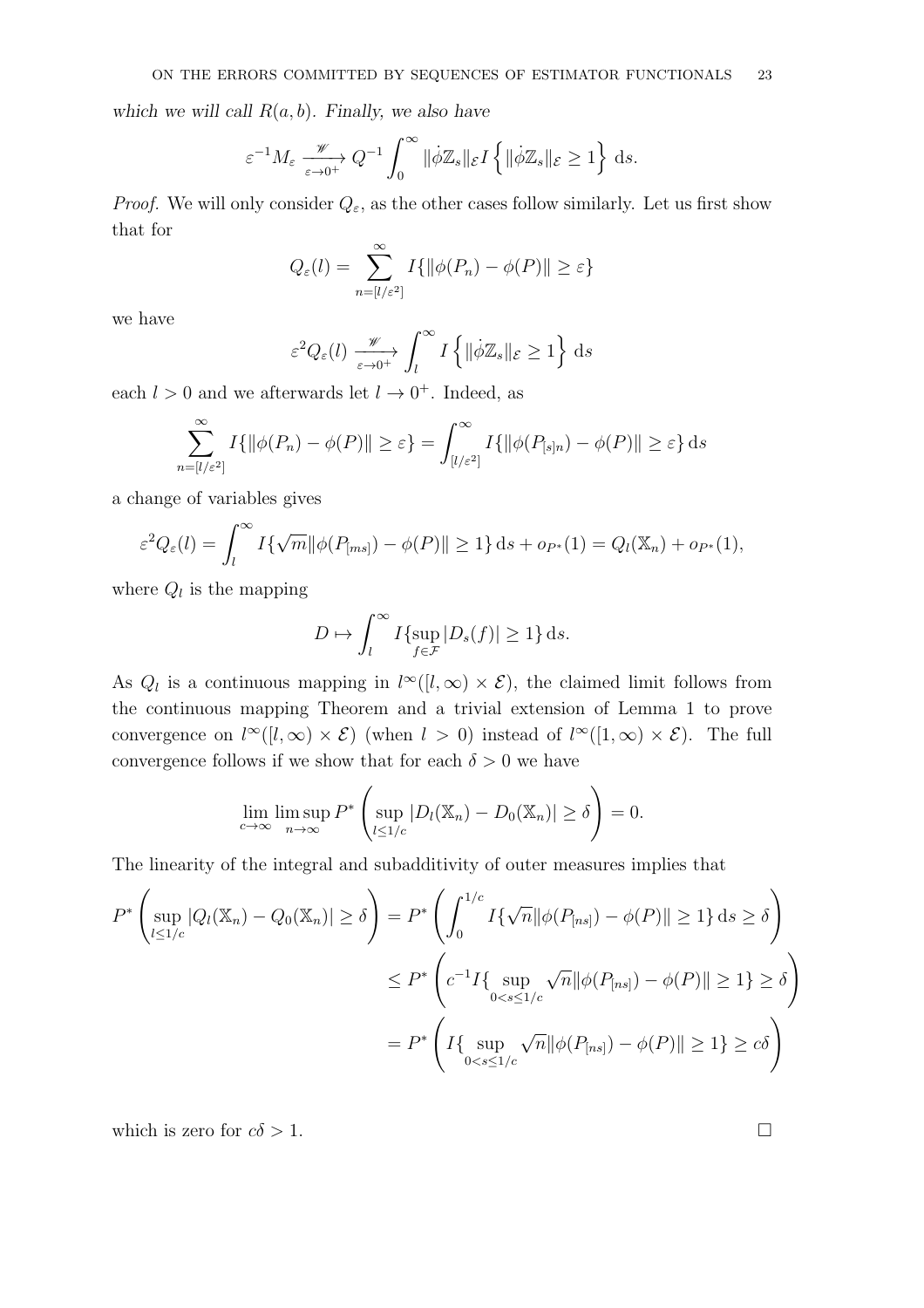*which we will call $R(a,b)$. Finally, we also have*

$$\varepsilon^{-1} M_\varepsilon \xrightarrow[\varepsilon \to 0^+]{\mathscr{W}} Q^{-1} \int_0^\infty \|\dot{\phi}\mathbb{Z}_s\|_{\mathcal{E}} I\left\{\|\dot{\phi}\mathbb{Z}_s\|_{\mathcal{E}} \geq 1\right\} \, \mathrm{d}s.$$

*Proof.* We will only consider $Q_\varepsilon$, as the other cases follow similarly. Let us first show that for

$$Q_\varepsilon(l) = \sum_{n=[l/\varepsilon^2]}^{\infty} I\{\|\phi(P_n) - \phi(P)\| \geq \varepsilon\}$$

we have

$$\varepsilon^2 Q_\varepsilon(l) \xrightarrow[\varepsilon \to 0^+]{\mathscr{W}} \int_l^\infty I\left\{\|\dot{\phi}\mathbb{Z}_s\|_{\mathcal{E}} \geq 1\right\} \, \mathrm{d}s$$

each $l > 0$ and we afterwards let $l \to 0^+$. Indeed, as

$$\sum_{n=[l/\varepsilon^2]}^{\infty} I\{\|\phi(P_n) - \phi(P)\| \geq \varepsilon\} = \int_{[l/\varepsilon^2]}^{\infty} I\{\|\phi(P_{[s]n}) - \phi(P)\| \geq \varepsilon\} \, \mathrm{d}s$$

a change of variables gives

$$\varepsilon^2 Q_\varepsilon(l) = \int_l^\infty I\{\sqrt{m}\|\phi(P_{[ms]}) - \phi(P)\| \geq 1\} \, \mathrm{d}s + o_{P^*}(1) = Q_l(\mathbb{X}_n) + o_{P^*}(1),$$

where $Q_l$ is the mapping

$$D \mapsto \int_l^\infty I\{\sup_{f \in \mathcal{F}} |D_s(f)| \geq 1\} \, \mathrm{d}s.$$

As $Q_l$ is a continuous mapping in $l^\infty([l,\infty) \times \mathcal{E})$, the claimed limit follows from the continuous mapping Theorem and a trivial extension of Lemma 1 to prove convergence on $l^\infty([l,\infty) \times \mathcal{E})$ (when $l > 0$) instead of $l^\infty([1,\infty) \times \mathcal{E})$. The full convergence follows if we show that for each $\delta > 0$ we have

$$\lim_{c \to \infty} \limsup_{n \to \infty} P^* \left( \sup_{l \leq 1/c} |D_l(\mathbb{X}_n) - D_0(\mathbb{X}_n)| \geq \delta \right) = 0.$$

The linearity of the integral and subadditivity of outer measures implies that

$$\begin{aligned}
P^* \left( \sup_{l \leq 1/c} |Q_l(\mathbb{X}_n) - Q_0(\mathbb{X}_n)| \geq \delta \right) &= P^* \left( \int_0^{1/c} I\{\sqrt{n}\|\phi(P_{[ns]}) - \phi(P)\| \geq 1\} \, \mathrm{d}s \geq \delta \right) \\
&\leq P^* \left( c^{-1} I\{\sup_{0 < s \leq 1/c} \sqrt{n}\|\phi(P_{[ns]}) - \phi(P)\| \geq 1\} \geq \delta \right) \\
&= P^* \left( I\{\sup_{0 < s \leq 1/c} \sqrt{n}\|\phi(P_{[ns]}) - \phi(P)\| \geq 1\} \geq c\delta \right)
\end{aligned}$$

which is zero for $c\delta > 1$. $\square$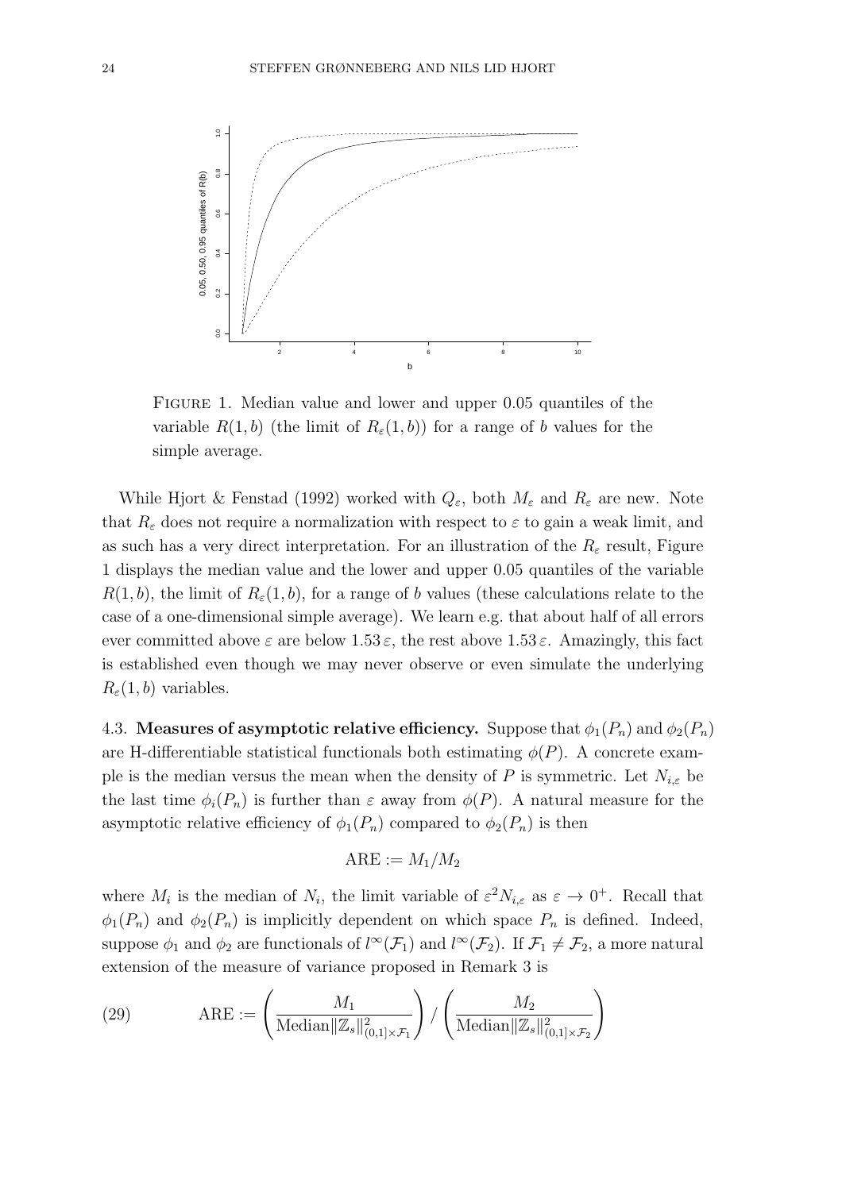FIGURE 1. Median value and lower and upper 0.05 quantiles of the variable $R(1, b)$ (the limit of $R_\varepsilon(1, b)$) for a range of $b$ values for the simple average.

While Hjort & Fenstad (1992) worked with $Q_\varepsilon$, both $M_\varepsilon$ and $R_\varepsilon$ are new. Note that $R_\varepsilon$ does not require a normalization with respect to $\varepsilon$ to gain a weak limit, and as such has a very direct interpretation. For an illustration of the $R_\varepsilon$ result, Figure 1 displays the median value and the lower and upper 0.05 quantiles of the variable $R(1, b)$, the limit of $R_\varepsilon(1, b)$, for a range of $b$ values (these calculations relate to the case of a one-dimensional simple average). We learn e.g. that about half of all errors ever committed above $\varepsilon$ are below $1.53\,\varepsilon$, the rest above $1.53\,\varepsilon$. Amazingly, this fact is established even though we may never observe or even simulate the underlying $R_\varepsilon(1, b)$ variables.

### 4.3. Measures of asymptotic relative efficiency.

Suppose that $\phi_1(P_n)$ and $\phi_2(P_n)$ are H-differentiable statistical functionals both estimating $\phi(P)$. A concrete example is the median versus the mean when the density of $P$ is symmetric. Let $N_{i,\varepsilon}$ be the last time $\phi_i(P_n)$ is further than $\varepsilon$ away from $\phi(P)$. A natural measure for the asymptotic relative efficiency of $\phi_1(P_n)$ compared to $\phi_2(P_n)$ is then

$$\text{ARE} := M_1/M_2$$

where $M_i$ is the median of $N_i$, the limit variable of $\varepsilon^2 N_{i,\varepsilon}$ as $\varepsilon \to 0^+$. Recall that $\phi_1(P_n)$ and $\phi_2(P_n)$ is implicitly dependent on which space $P_n$ is defined. Indeed, suppose $\phi_1$ and $\phi_2$ are functionals of $l^\infty(\mathcal{F}_1)$ and $l^\infty(\mathcal{F}_2)$. If $\mathcal{F}_1 \neq \mathcal{F}_2$, a more natural extension of the measure of variance proposed in Remark 3 is

$$\text{ARE} := \left( \frac{M_1}{\text{Median}\|\mathbb{Z}_s\|^2_{(0,1]\times\mathcal{F}_1}} \right) \Big/ \left( \frac{M_2}{\text{Median}\|\mathbb{Z}_s\|^2_{(0,1]\times\mathcal{F}_2}} \right) \tag{29}$$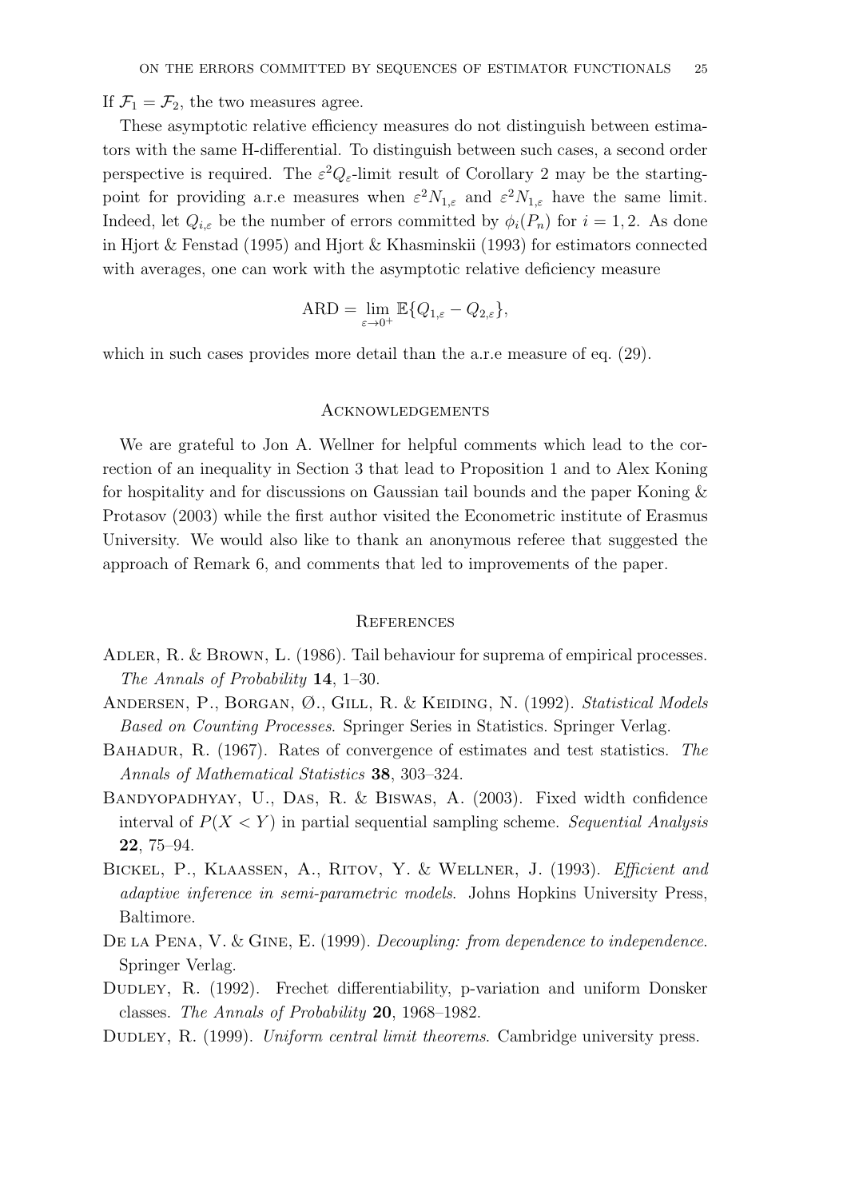If $\mathcal{F}_1 = \mathcal{F}_2$, the two measures agree.

These asymptotic relative efficiency measures do not distinguish between estimators with the same H-differential. To distinguish between such cases, a second order perspective is required. The $\varepsilon^2 Q_\varepsilon$-limit result of Corollary 2 may be the starting-point for providing a.r.e measures when $\varepsilon^2 N_{1,\varepsilon}$ and $\varepsilon^2 N_{1,\varepsilon}$ have the same limit. Indeed, let $Q_{i,\varepsilon}$ be the number of errors committed by $\phi_i(P_n)$ for $i = 1, 2$. As done in Hjort & Fenstad (1995) and Hjort & Khasminskii (1993) for estimators connected with averages, one can work with the asymptotic relative deficiency measure

$$\text{ARD} = \lim_{\varepsilon \to 0^+} \mathbb{E}\{Q_{1,\varepsilon} - Q_{2,\varepsilon}\},$$

which in such cases provides more detail than the a.r.e measure of eq. (29).

## Acknowledgements

We are grateful to Jon A. Wellner for helpful comments which lead to the correction of an inequality in Section 3 that lead to Proposition 1 and to Alex Koning for hospitality and for discussions on Gaussian tail bounds and the paper Koning & Protasov (2003) while the first author visited the Econometric institute of Erasmus University. We would also like to thank an anonymous referee that suggested the approach of Remark 6, and comments that led to improvements of the paper.

## References

Adler, R. & Brown, L. (1986). Tail behaviour for suprema of empirical processes. *The Annals of Probability* **14**, 1–30.

Andersen, P., Borgan, Ø., Gill, R. & Keiding, N. (1992). *Statistical Models Based on Counting Processes*. Springer Series in Statistics. Springer Verlag.

Bahadur, R. (1967). Rates of convergence of estimates and test statistics. *The Annals of Mathematical Statistics* **38**, 303–324.

Bandyopadhyay, U., Das, R. & Biswas, A. (2003). Fixed width confidence interval of $P(X < Y)$ in partial sequential sampling scheme. *Sequential Analysis* **22**, 75–94.

Bickel, P., Klaassen, A., Ritov, Y. & Wellner, J. (1993). *Efficient and adaptive inference in semi-parametric models*. Johns Hopkins University Press, Baltimore.

De la Pena, V. & Gine, E. (1999). *Decoupling: from dependence to independence*. Springer Verlag.

Dudley, R. (1992). Frechet differentiability, p-variation and uniform Donsker classes. *The Annals of Probability* **20**, 1968–1982.

Dudley, R. (1999). *Uniform central limit theorems*. Cambridge university press.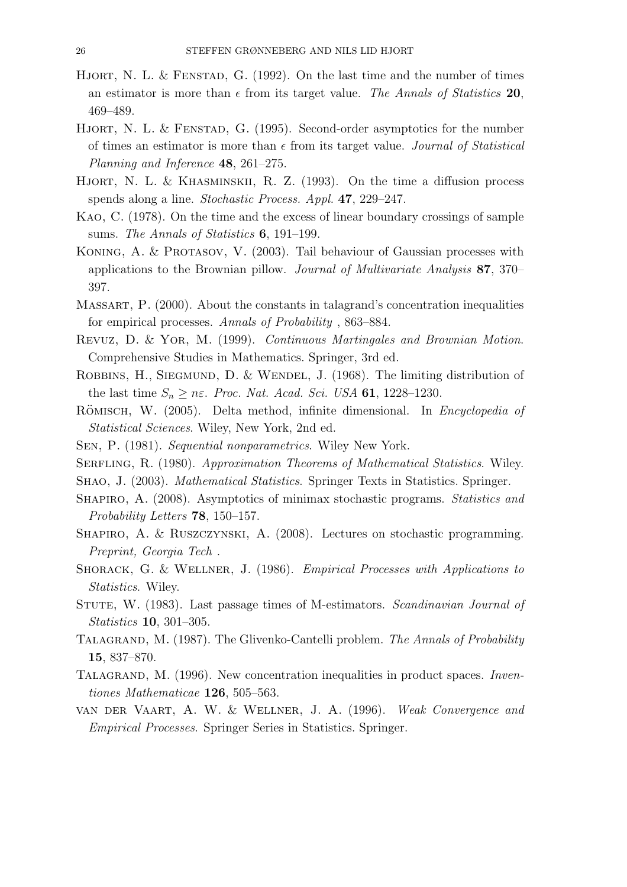Hjort, N. L. & Fenstad, G. (1992). On the last time and the number of times an estimator is more than $\epsilon$ from its target value. *The Annals of Statistics* **20**, 469–489.

Hjort, N. L. & Fenstad, G. (1995). Second-order asymptotics for the number of times an estimator is more than $\epsilon$ from its target value. *Journal of Statistical Planning and Inference* **48**, 261–275.

Hjort, N. L. & Khasminskii, R. Z. (1993). On the time a diffusion process spends along a line. *Stochastic Process. Appl.* **47**, 229–247.

Kao, C. (1978). On the time and the excess of linear boundary crossings of sample sums. *The Annals of Statistics* **6**, 191–199.

Koning, A. & Protasov, V. (2003). Tail behaviour of Gaussian processes with applications to the Brownian pillow. *Journal of Multivariate Analysis* **87**, 370–397.

Massart, P. (2000). About the constants in talagrand's concentration inequalities for empirical processes. *Annals of Probability* , 863–884.

Revuz, D. & Yor, M. (1999). *Continuous Martingales and Brownian Motion*. Comprehensive Studies in Mathematics. Springer, 3rd ed.

Robbins, H., Siegmund, D. & Wendel, J. (1968). The limiting distribution of the last time $S_n \geq n\varepsilon$. *Proc. Nat. Acad. Sci. USA* **61**, 1228–1230.

Römisch, W. (2005). Delta method, infinite dimensional. In *Encyclopedia of Statistical Sciences*. Wiley, New York, 2nd ed.

Sen, P. (1981). *Sequential nonparametrics*. Wiley New York.

Serfling, R. (1980). *Approximation Theorems of Mathematical Statistics*. Wiley.

Shao, J. (2003). *Mathematical Statistics*. Springer Texts in Statistics. Springer.

Shapiro, A. (2008). Asymptotics of minimax stochastic programs. *Statistics and Probability Letters* **78**, 150–157.

Shapiro, A. & Ruszczynski, A. (2008). Lectures on stochastic programming. *Preprint, Georgia Tech* .

Shorack, G. & Wellner, J. (1986). *Empirical Processes with Applications to Statistics*. Wiley.

Stute, W. (1983). Last passage times of M-estimators. *Scandinavian Journal of Statistics* **10**, 301–305.

Talagrand, M. (1987). The Glivenko-Cantelli problem. *The Annals of Probability* **15**, 837–870.

Talagrand, M. (1996). New concentration inequalities in product spaces. *Inventiones Mathematicae* **126**, 505–563.

van der Vaart, A. W. & Wellner, J. A. (1996). *Weak Convergence and Empirical Processes*. Springer Series in Statistics. Springer.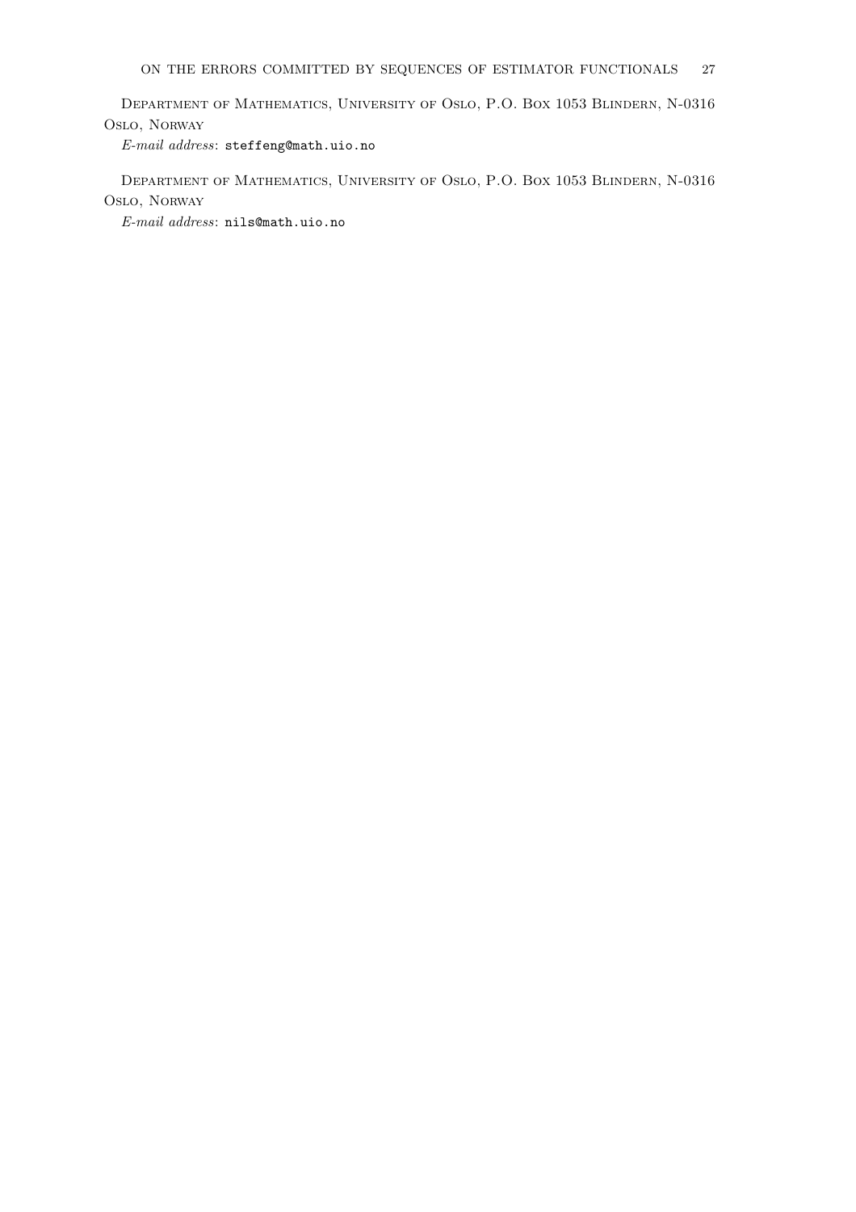Department of Mathematics, University of Oslo, P.O. Box 1053 Blindern, N-0316 Oslo, Norway

*E-mail address*: steffeng@math.uio.no

Department of Mathematics, University of Oslo, P.O. Box 1053 Blindern, N-0316 Oslo, Norway

*E-mail address*: nils@math.uio.no